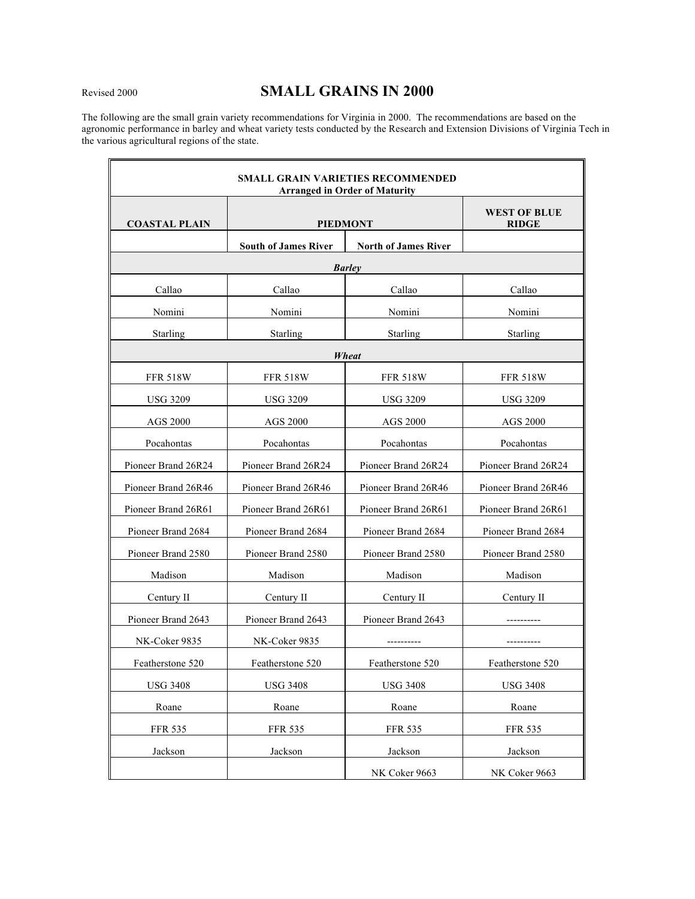Revised 2000

# SMALL GRAINS IN 2000

The following are the small grain variety recommendations for Virginia in 2000. The recommendations are based on the agronomic performance in barley and wheat variety tests conducted by the Research and Extension Divisions of Virginia Tech in the various agricultural regions of the state.

| **SMALL GRAIN VARIETIES RECOMMENDED**<br>**Arranged in Order of Maturity** | | | |
|---|---|---|---|
| **COASTAL PLAIN** | **PIEDMONT** | | **WEST OF BLUE RIDGE** |
| | **South of James River** | **North of James River** | |
| ***Barley*** | | | |
| Callao | Callao | Callao | Callao |
| Nomini | Nomini | Nomini | Nomini |
| Starling | Starling | Starling | Starling |
| ***Wheat*** | | | |
| FFR 518W | FFR 518W | FFR 518W | FFR 518W |
| USG 3209 | USG 3209 | USG 3209 | USG 3209 |
| AGS 2000 | AGS 2000 | AGS 2000 | AGS 2000 |
| Pocahontas | Pocahontas | Pocahontas | Pocahontas |
| Pioneer Brand 26R24 | Pioneer Brand 26R24 | Pioneer Brand 26R24 | Pioneer Brand 26R24 |
| Pioneer Brand 26R46 | Pioneer Brand 26R46 | Pioneer Brand 26R46 | Pioneer Brand 26R46 |
| Pioneer Brand 26R61 | Pioneer Brand 26R61 | Pioneer Brand 26R61 | Pioneer Brand 26R61 |
| Pioneer Brand 2684 | Pioneer Brand 2684 | Pioneer Brand 2684 | Pioneer Brand 2684 |
| Pioneer Brand 2580 | Pioneer Brand 2580 | Pioneer Brand 2580 | Pioneer Brand 2580 |
| Madison | Madison | Madison | Madison |
| Century II | Century II | Century II | Century II |
| Pioneer Brand 2643 | Pioneer Brand 2643 | Pioneer Brand 2643 | ---------- |
| NK-Coker 9835 | NK-Coker 9835 | ---------- | ---------- |
| Featherstone 520 | Featherstone 520 | Featherstone 520 | Featherstone 520 |
| USG 3408 | USG 3408 | USG 3408 | USG 3408 |
| Roane | Roane | Roane | Roane |
| FFR 535 | FFR 535 | FFR 535 | FFR 535 |
| Jackson | Jackson | Jackson | Jackson |
| | | NK Coker 9663 | NK Coker 9663 |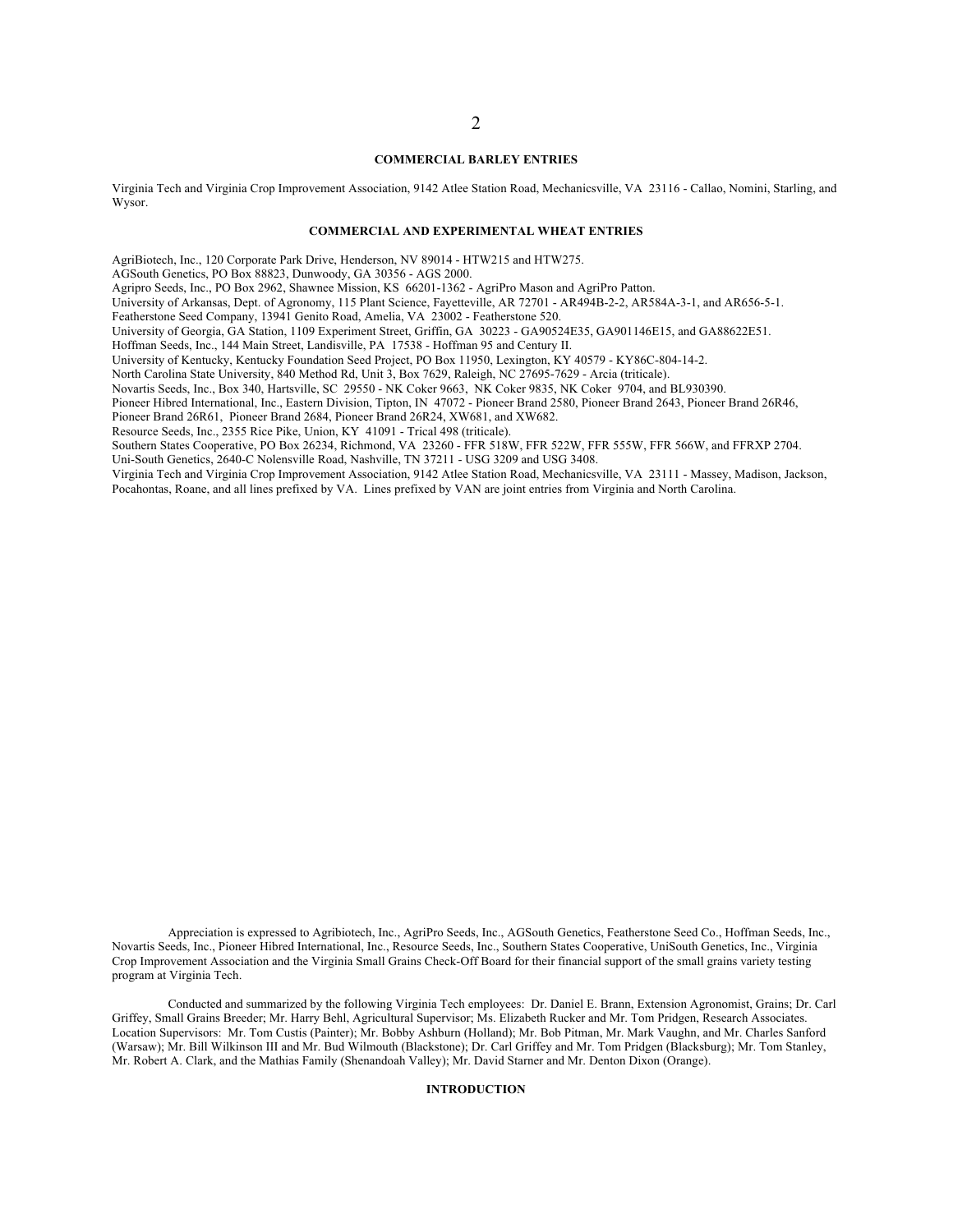## COMMERCIAL BARLEY ENTRIES

Virginia Tech and Virginia Crop Improvement Association, 9142 Atlee Station Road, Mechanicsville, VA 23116 - Callao, Nomini, Starling, and Wysor.

## COMMERCIAL AND EXPERIMENTAL WHEAT ENTRIES

AgriBiotech, Inc., 120 Corporate Park Drive, Henderson, NV 89014 - HTW215 and HTW275.
AGSouth Genetics, PO Box 88823, Dunwoody, GA 30356 - AGS 2000.
Agripro Seeds, Inc., PO Box 2962, Shawnee Mission, KS 66201-1362 - AgriPro Mason and AgriPro Patton.
University of Arkansas, Dept. of Agronomy, 115 Plant Science, Fayetteville, AR 72701 - AR494B-2-2, AR584A-3-1, and AR656-5-1.
Featherstone Seed Company, 13941 Genito Road, Amelia, VA 23002 - Featherstone 520.
University of Georgia, GA Station, 1109 Experiment Street, Griffin, GA 30223 - GA90524E35, GA901146E15, and GA88622E51.
Hoffman Seeds, Inc., 144 Main Street, Landisville, PA 17538 - Hoffman 95 and Century II.
University of Kentucky, Kentucky Foundation Seed Project, PO Box 11950, Lexington, KY 40579 - KY86C-804-14-2.
North Carolina State University, 840 Method Rd, Unit 3, Box 7629, Raleigh, NC 27695-7629 - Arcia (triticale).
Novartis Seeds, Inc., Box 340, Hartsville, SC 29550 - NK Coker 9663, NK Coker 9835, NK Coker 9704, and BL930390.
Pioneer Hibred International, Inc., Eastern Division, Tipton, IN 47072 - Pioneer Brand 2580, Pioneer Brand 2643, Pioneer Brand 26R46, Pioneer Brand 26R61, Pioneer Brand 2684, Pioneer Brand 26R24, XW681, and XW682.
Resource Seeds, Inc., 2355 Rice Pike, Union, KY 41091 - Trical 498 (triticale).
Southern States Cooperative, PO Box 26234, Richmond, VA 23260 - FFR 518W, FFR 522W, FFR 555W, FFR 566W, and FFRXP 2704.
Uni-South Genetics, 2640-C Nolensville Road, Nashville, TN 37211 - USG 3209 and USG 3408.
Virginia Tech and Virginia Crop Improvement Association, 9142 Atlee Station Road, Mechanicsville, VA 23111 - Massey, Madison, Jackson, Pocahontas, Roane, and all lines prefixed by VA. Lines prefixed by VAN are joint entries from Virginia and North Carolina.

Appreciation is expressed to Agribiotech, Inc., AgriPro Seeds, Inc., AGSouth Genetics, Featherstone Seed Co., Hoffman Seeds, Inc., Novartis Seeds, Inc., Pioneer Hibred International, Inc., Resource Seeds, Inc., Southern States Cooperative, UniSouth Genetics, Inc., Virginia Crop Improvement Association and the Virginia Small Grains Check-Off Board for their financial support of the small grains variety testing program at Virginia Tech.

Conducted and summarized by the following Virginia Tech employees: Dr. Daniel E. Brann, Extension Agronomist, Grains; Dr. Carl Griffey, Small Grains Breeder; Mr. Harry Behl, Agricultural Supervisor; Ms. Elizabeth Rucker and Mr. Tom Pridgen, Research Associates. Location Supervisors: Mr. Tom Custis (Painter); Mr. Bobby Ashburn (Holland); Mr. Bob Pitman, Mr. Mark Vaughn, and Mr. Charles Sanford (Warsaw); Mr. Bill Wilkinson III and Mr. Bud Wilmouth (Blackstone); Dr. Carl Griffey and Mr. Tom Pridgen (Blacksburg); Mr. Tom Stanley, Mr. Robert A. Clark, and the Mathias Family (Shenandoah Valley); Mr. David Starner and Mr. Denton Dixon (Orange).

## INTRODUCTION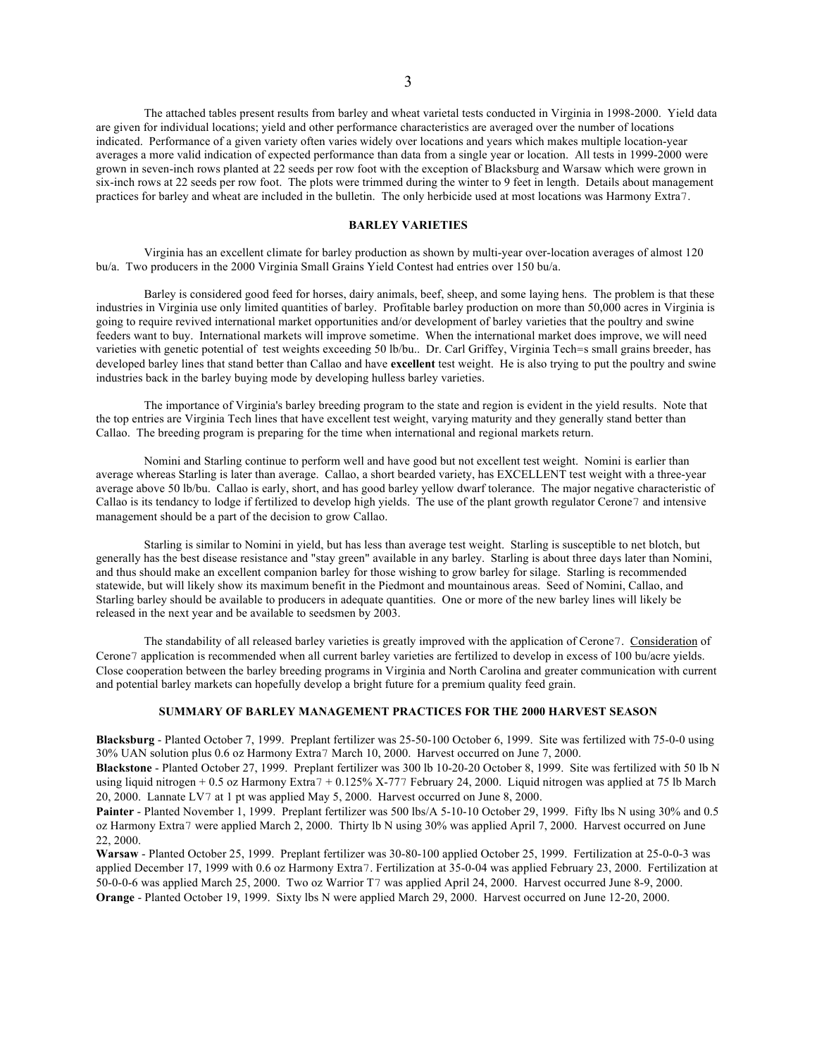The attached tables present results from barley and wheat varietal tests conducted in Virginia in 1998-2000. Yield data are given for individual locations; yield and other performance characteristics are averaged over the number of locations indicated. Performance of a given variety often varies widely over locations and years which makes multiple location-year averages a more valid indication of expected performance than data from a single year or location. All tests in 1999-2000 were grown in seven-inch rows planted at 22 seeds per row foot with the exception of Blacksburg and Warsaw which were grown in six-inch rows at 22 seeds per row foot. The plots were trimmed during the winter to 9 feet in length. Details about management practices for barley and wheat are included in the bulletin. The only herbicide used at most locations was Harmony Extra7.

## BARLEY VARIETIES

Virginia has an excellent climate for barley production as shown by multi-year over-location averages of almost 120 bu/a. Two producers in the 2000 Virginia Small Grains Yield Contest had entries over 150 bu/a.

Barley is considered good feed for horses, dairy animals, beef, sheep, and some laying hens. The problem is that these industries in Virginia use only limited quantities of barley. Profitable barley production on more than 50,000 acres in Virginia is going to require revived international market opportunities and/or development of barley varieties that the poultry and swine feeders want to buy. International markets will improve sometime. When the international market does improve, we will need varieties with genetic potential of test weights exceeding 50 lb/bu.. Dr. Carl Griffey, Virginia Tech=s small grains breeder, has developed barley lines that stand better than Callao and have **excellent** test weight. He is also trying to put the poultry and swine industries back in the barley buying mode by developing hulless barley varieties.

The importance of Virginia's barley breeding program to the state and region is evident in the yield results. Note that the top entries are Virginia Tech lines that have excellent test weight, varying maturity and they generally stand better than Callao. The breeding program is preparing for the time when international and regional markets return.

Nomini and Starling continue to perform well and have good but not excellent test weight. Nomini is earlier than average whereas Starling is later than average. Callao, a short bearded variety, has EXCELLENT test weight with a three-year average above 50 lb/bu. Callao is early, short, and has good barley yellow dwarf tolerance. The major negative characteristic of Callao is its tendancy to lodge if fertilized to develop high yields. The use of the plant growth regulator Cerone7 and intensive management should be a part of the decision to grow Callao.

Starling is similar to Nomini in yield, but has less than average test weight. Starling is susceptible to net blotch, but generally has the best disease resistance and "stay green" available in any barley. Starling is about three days later than Nomini, and thus should make an excellent companion barley for those wishing to grow barley for silage. Starling is recommended statewide, but will likely show its maximum benefit in the Piedmont and mountainous areas. Seed of Nomini, Callao, and Starling barley should be available to producers in adequate quantities. One or more of the new barley lines will likely be released in the next year and be available to seedsmen by 2003.

The standability of all released barley varieties is greatly improved with the application of Cerone7. Consideration of Cerone7 application is recommended when all current barley varieties are fertilized to develop in excess of 100 bu/acre yields. Close cooperation between the barley breeding programs in Virginia and North Carolina and greater communication with current and potential barley markets can hopefully develop a bright future for a premium quality feed grain.

## SUMMARY OF BARLEY MANAGEMENT PRACTICES FOR THE 2000 HARVEST SEASON

**Blacksburg** - Planted October 7, 1999. Preplant fertilizer was 25-50-100 October 6, 1999. Site was fertilized with 75-0-0 using 30% UAN solution plus 0.6 oz Harmony Extra7 March 10, 2000. Harvest occurred on June 7, 2000.

**Blackstone** - Planted October 27, 1999. Preplant fertilizer was 300 lb 10-20-20 October 8, 1999. Site was fertilized with 50 lb N using liquid nitrogen + 0.5 oz Harmony Extra7 + 0.125% X-777 February 24, 2000. Liquid nitrogen was applied at 75 lb March 20, 2000. Lannate LV7 at 1 pt was applied May 5, 2000. Harvest occurred on June 8, 2000.

**Painter** - Planted November 1, 1999. Preplant fertilizer was 500 lbs/A 5-10-10 October 29, 1999. Fifty lbs N using 30% and 0.5 oz Harmony Extra7 were applied March 2, 2000. Thirty lb N using 30% was applied April 7, 2000. Harvest occurred on June 22, 2000.

**Warsaw** - Planted October 25, 1999. Preplant fertilizer was 30-80-100 applied October 25, 1999. Fertilization at 25-0-0-3 was applied December 17, 1999 with 0.6 oz Harmony Extra7. Fertilization at 35-0-04 was applied February 23, 2000. Fertilization at 50-0-0-6 was applied March 25, 2000. Two oz Warrior T7 was applied April 24, 2000. Harvest occurred June 8-9, 2000.

**Orange** - Planted October 19, 1999. Sixty lbs N were applied March 29, 2000. Harvest occurred on June 12-20, 2000.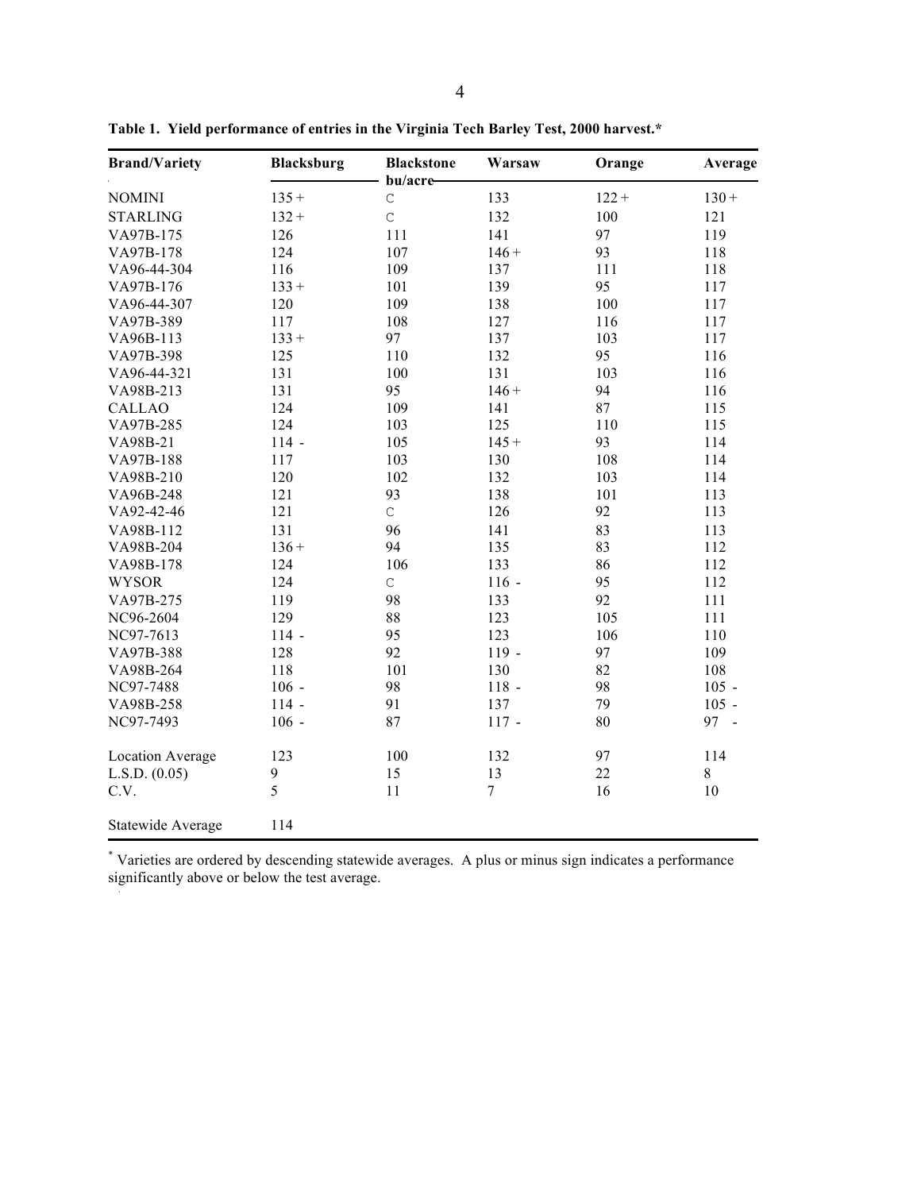**Table 1. Yield performance of entries in the Virginia Tech Barley Test, 2000 harvest.***

| Brand/Variety | Blacksburg | Blackstone | Warsaw | Orange | Average |
|---|---|---|---|---|---|
| | bu/acre | | | | |
| NOMINI | 135 + | C | 133 | 122 + | 130 + |
| STARLING | 132 + | C | 132 | 100 | 121 |
| VA97B-175 | 126 | 111 | 141 | 97 | 119 |
| VA97B-178 | 124 | 107 | 146 + | 93 | 118 |
| VA96-44-304 | 116 | 109 | 137 | 111 | 118 |
| VA97B-176 | 133 + | 101 | 139 | 95 | 117 |
| VA96-44-307 | 120 | 109 | 138 | 100 | 117 |
| VA97B-389 | 117 | 108 | 127 | 116 | 117 |
| VA96B-113 | 133 + | 97 | 137 | 103 | 117 |
| VA97B-398 | 125 | 110 | 132 | 95 | 116 |
| VA96-44-321 | 131 | 100 | 131 | 103 | 116 |
| VA98B-213 | 131 | 95 | 146 + | 94 | 116 |
| CALLAO | 124 | 109 | 141 | 87 | 115 |
| VA97B-285 | 124 | 103 | 125 | 110 | 115 |
| VA98B-21 | 114 - | 105 | 145 + | 93 | 114 |
| VA97B-188 | 117 | 103 | 130 | 108 | 114 |
| VA98B-210 | 120 | 102 | 132 | 103 | 114 |
| VA96B-248 | 121 | 93 | 138 | 101 | 113 |
| VA92-42-46 | 121 | C | 126 | 92 | 113 |
| VA98B-112 | 131 | 96 | 141 | 83 | 113 |
| VA98B-204 | 136 + | 94 | 135 | 83 | 112 |
| VA98B-178 | 124 | 106 | 133 | 86 | 112 |
| WYSOR | 124 | C | 116 - | 95 | 112 |
| VA97B-275 | 119 | 98 | 133 | 92 | 111 |
| NC96-2604 | 129 | 88 | 123 | 105 | 111 |
| NC97-7613 | 114 - | 95 | 123 | 106 | 110 |
| VA97B-388 | 128 | 92 | 119 - | 97 | 109 |
| VA98B-264 | 118 | 101 | 130 | 82 | 108 |
| NC97-7488 | 106 - | 98 | 118 - | 98 | 105 - |
| VA98B-258 | 114 - | 91 | 137 | 79 | 105 - |
| NC97-7493 | 106 - | 87 | 117 - | 80 | 97 - |
| | | | | | |
| Location Average | 123 | 100 | 132 | 97 | 114 |
| L.S.D. (0.05) | 9 | 15 | 13 | 22 | 8 |
| C.V. | 5 | 11 | 7 | 16 | 10 |
| | | | | | |
| Statewide Average | 114 | | | | |

* Varieties are ordered by descending statewide averages. A plus or minus sign indicates a performance significantly above or below the test average.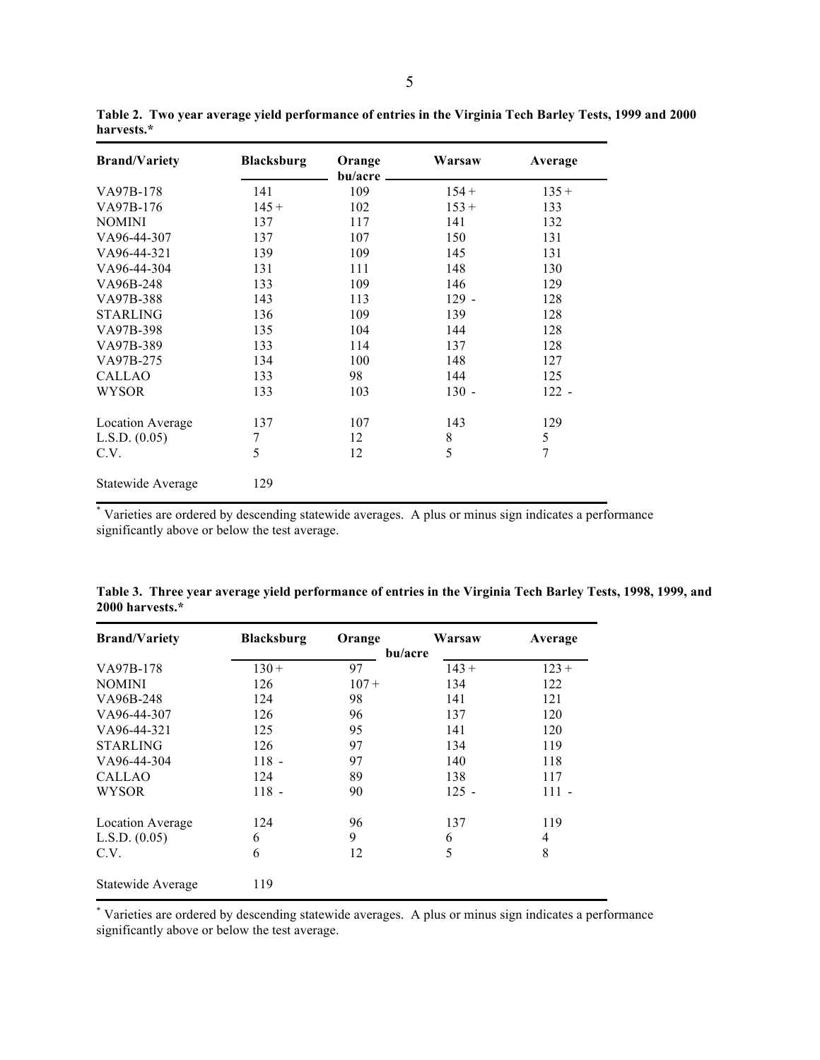**Table 2. Two year average yield performance of entries in the Virginia Tech Barley Tests, 1999 and 2000 harvests.***

| Brand/Variety | Blacksburg | Orange | Warsaw | Average |
|---|---|---|---|---|
| | | bu/acre | | |
| VA97B-178 | 141 | 109 | 154 + | 135 + |
| VA97B-176 | 145 + | 102 | 153 + | 133 |
| NOMINI | 137 | 117 | 141 | 132 |
| VA96-44-307 | 137 | 107 | 150 | 131 |
| VA96-44-321 | 139 | 109 | 145 | 131 |
| VA96-44-304 | 131 | 111 | 148 | 130 |
| VA96B-248 | 133 | 109 | 146 | 129 |
| VA97B-388 | 143 | 113 | 129 - | 128 |
| STARLING | 136 | 109 | 139 | 128 |
| VA97B-398 | 135 | 104 | 144 | 128 |
| VA97B-389 | 133 | 114 | 137 | 128 |
| VA97B-275 | 134 | 100 | 148 | 127 |
| CALLAO | 133 | 98 | 144 | 125 |
| WYSOR | 133 | 103 | 130 - | 122 - |
| Location Average | 137 | 107 | 143 | 129 |
| L.S.D. (0.05) | 7 | 12 | 8 | 5 |
| C.V. | 5 | 12 | 5 | 7 |
| Statewide Average | 129 | | | |

* Varieties are ordered by descending statewide averages. A plus or minus sign indicates a performance significantly above or below the test average.

**Table 3. Three year average yield performance of entries in the Virginia Tech Barley Tests, 1998, 1999, and 2000 harvests.***

| Brand/Variety | Blacksburg | Orange | Warsaw | Average |
|---|---|---|---|---|
| | | bu/acre | | |
| VA97B-178 | 130 + | 97 | 143 + | 123 + |
| NOMINI | 126 | 107 + | 134 | 122 |
| VA96B-248 | 124 | 98 | 141 | 121 |
| VA96-44-307 | 126 | 96 | 137 | 120 |
| VA96-44-321 | 125 | 95 | 141 | 120 |
| STARLING | 126 | 97 | 134 | 119 |
| VA96-44-304 | 118 - | 97 | 140 | 118 |
| CALLAO | 124 | 89 | 138 | 117 |
| WYSOR | 118 - | 90 | 125 - | 111 - |
| Location Average | 124 | 96 | 137 | 119 |
| L.S.D. (0.05) | 6 | 9 | 6 | 4 |
| C.V. | 6 | 12 | 5 | 8 |
| Statewide Average | 119 | | | |

* Varieties are ordered by descending statewide averages. A plus or minus sign indicates a performance significantly above or below the test average.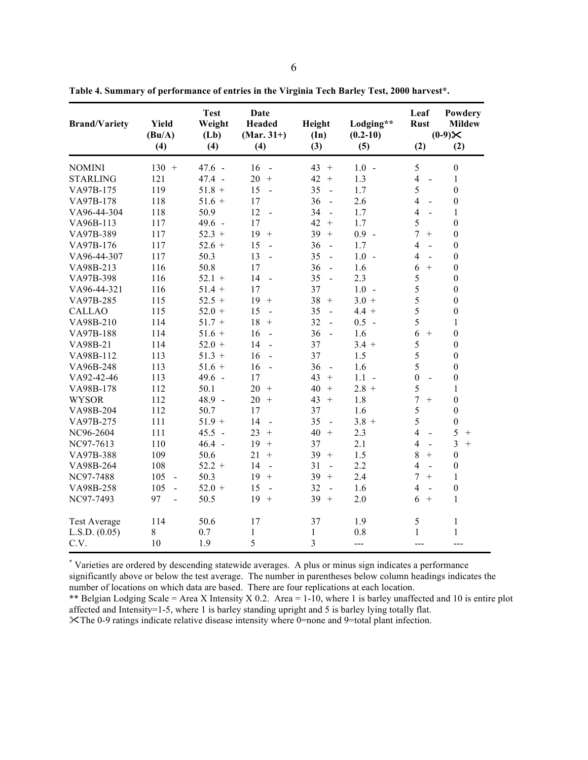**Table 4. Summary of performance of entries in the Virginia Tech Barley Test, 2000 harvest*.**

| Brand/Variety | Yield (Bu/A) (4) | Test Weight (Lb) (4) | Date Headed (Mar. 31+) (4) | Height (In) (3) | Lodging** (0.2-10) (5) | Leaf Rust (0-9)✂ (2) | Powdery Mildew (0-9)✂ (2) |
|---|---|---|---|---|---|---|---|
| NOMINI | 130 + | 47.6 - | 16 - | 43 + | 1.0 - | 5 | 0 |
| STARLING | 121 | 47.4 - | 20 + | 42 + | 1.3 | 4 - | 1 |
| VA97B-175 | 119 | 51.8 + | 15 - | 35 - | 1.7 | 5 | 0 |
| VA97B-178 | 118 | 51.6 + | 17 | 36 - | 2.6 | 4 - | 0 |
| VA96-44-304 | 118 | 50.9 | 12 - | 34 - | 1.7 | 4 - | 1 |
| VA96B-113 | 117 | 49.6 - | 17 | 42 + | 1.7 | 5 | 0 |
| VA97B-389 | 117 | 52.3 + | 19 + | 39 + | 0.9 - | 7 + | 0 |
| VA97B-176 | 117 | 52.6 + | 15 - | 36 - | 1.7 | 4 - | 0 |
| VA96-44-307 | 117 | 50.3 | 13 - | 35 - | 1.0 - | 4 - | 0 |
| VA98B-213 | 116 | 50.8 | 17 | 36 - | 1.6 | 6 + | 0 |
| VA97B-398 | 116 | 52.1 + | 14 - | 35 - | 2.3 | 5 | 0 |
| VA96-44-321 | 116 | 51.4 + | 17 | 37 | 1.0 - | 5 | 0 |
| VA97B-285 | 115 | 52.5 + | 19 + | 38 + | 3.0 + | 5 | 0 |
| CALLAO | 115 | 52.0 + | 15 - | 35 - | 4.4 + | 5 | 0 |
| VA98B-210 | 114 | 51.7 + | 18 + | 32 - | 0.5 - | 5 | 1 |
| VA97B-188 | 114 | 51.6 + | 16 - | 36 - | 1.6 | 6 + | 0 |
| VA98B-21 | 114 | 52.0 + | 14 - | 37 | 3.4 + | 5 | 0 |
| VA98B-112 | 113 | 51.3 + | 16 - | 37 | 1.5 | 5 | 0 |
| VA96B-248 | 113 | 51.6 + | 16 - | 36 - | 1.6 | 5 | 0 |
| VA92-42-46 | 113 | 49.6 - | 17 | 43 + | 1.1 - | 0 - | 0 |
| VA98B-178 | 112 | 50.1 | 20 + | 40 + | 2.8 + | 5 | 1 |
| WYSOR | 112 | 48.9 - | 20 + | 43 + | 1.8 | 7 + | 0 |
| VA98B-204 | 112 | 50.7 | 17 | 37 | 1.6 | 5 | 0 |
| VA97B-275 | 111 | 51.9 + | 14 - | 35 - | 3.8 + | 5 | 0 |
| NC96-2604 | 111 | 45.5 - | 23 + | 40 + | 2.3 | 4 - | 5 + |
| NC97-7613 | 110 | 46.4 - | 19 + | 37 | 2.1 | 4 - | 3 + |
| VA97B-388 | 109 | 50.6 | 21 + | 39 + | 1.5 | 8 + | 0 |
| VA98B-264 | 108 | 52.2 + | 14 - | 31 - | 2.2 | 4 - | 0 |
| NC97-7488 | 105 - | 50.3 | 19 + | 39 + | 2.4 | 7 + | 1 |
| VA98B-258 | 105 - | 52.0 + | 15 - | 32 - | 1.6 | 4 - | 0 |
| NC97-7493 | 97 - | 50.5 | 19 + | 39 + | 2.0 | 6 + | 1 |
| Test Average | 114 | 50.6 | 17 | 37 | 1.9 | 5 | 1 |
| L.S.D. (0.05) | 8 | 0.7 | 1 | 1 | 0.8 | 1 | 1 |
| C.V. | 10 | 1.9 | 5 | 3 | --- | --- | --- |

* Varieties are ordered by descending statewide averages. A plus or minus sign indicates a performance significantly above or below the test average. The number in parentheses below column headings indicates the number of locations on which data are based. There are four replications at each location.

** Belgian Lodging Scale = Area X Intensity X 0.2. Area = 1-10, where 1 is barley unaffected and 10 is entire plot affected and Intensity=1-5, where 1 is barley standing upright and 5 is barley lying totally flat.

✂The 0-9 ratings indicate relative disease intensity where 0=none and 9=total plant infection.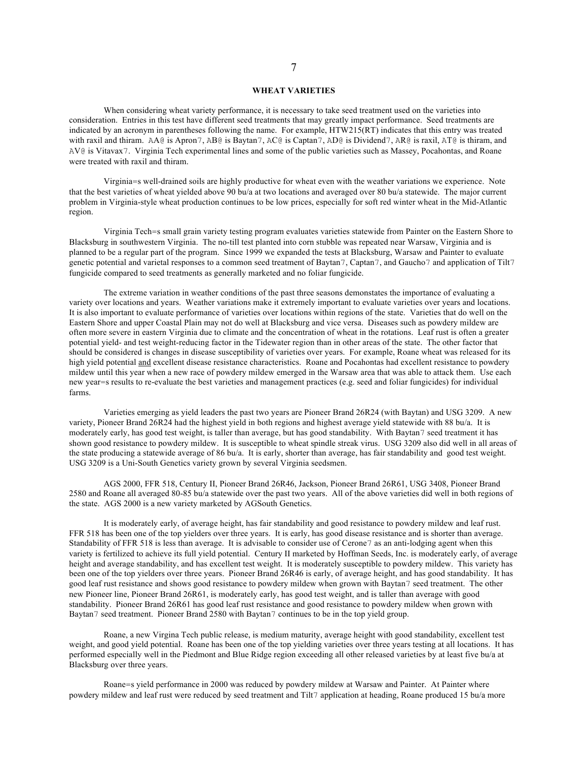## WHEAT VARIETIES

When considering wheat variety performance, it is necessary to take seed treatment used on the varieties into consideration. Entries in this test have different seed treatments that may greatly impact performance. Seed treatments are indicated by an acronym in parentheses following the name. For example, HTW215(RT) indicates that this entry was treated with raxil and thiram. AA@ is Apron7, AB@ is Baytan7, AC@ is Captan7, AD@ is Dividend7, AR@ is raxil, AT@ is thiram, and AV@ is Vitavax7. Virginia Tech experimental lines and some of the public varieties such as Massey, Pocahontas, and Roane were treated with raxil and thiram.

Virginia=s well-drained soils are highly productive for wheat even with the weather variations we experience. Note that the best varieties of wheat yielded above 90 bu/a at two locations and averaged over 80 bu/a statewide. The major current problem in Virginia-style wheat production continues to be low prices, especially for soft red winter wheat in the Mid-Atlantic region.

Virginia Tech=s small grain variety testing program evaluates varieties statewide from Painter on the Eastern Shore to Blacksburg in southwestern Virginia. The no-till test planted into corn stubble was repeated near Warsaw, Virginia and is planned to be a regular part of the program. Since 1999 we expanded the tests at Blacksburg, Warsaw and Painter to evaluate genetic potential and varietal responses to a common seed treatment of Baytan7, Captan7, and Gaucho7 and application of Tilt7 fungicide compared to seed treatments as generally marketed and no foliar fungicide.

The extreme variation in weather conditions of the past three seasons demonstates the importance of evaluating a variety over locations and years. Weather variations make it extremely important to evaluate varieties over years and locations. It is also important to evaluate performance of varieties over locations within regions of the state. Varieties that do well on the Eastern Shore and upper Coastal Plain may not do well at Blacksburg and vice versa. Diseases such as powdery mildew are often more severe in eastern Virginia due to climate and the concentration of wheat in the rotations. Leaf rust is often a greater potential yield- and test weight-reducing factor in the Tidewater region than in other areas of the state. The other factor that should be considered is changes in disease susceptibility of varieties over years. For example, Roane wheat was released for its high yield potential and excellent disease resistance characteristics. Roane and Pocahontas had excellent resistance to powdery mildew until this year when a new race of powdery mildew emerged in the Warsaw area that was able to attack them. Use each new year=s results to re-evaluate the best varieties and management practices (e.g. seed and foliar fungicides) for individual farms.

Varieties emerging as yield leaders the past two years are Pioneer Brand 26R24 (with Baytan) and USG 3209. A new variety, Pioneer Brand 26R24 had the highest yield in both regions and highest average yield statewide with 88 bu/a. It is moderately early, has good test weight, is taller than average, but has good standability. With Baytan7 seed treatment it has shown good resistance to powdery mildew. It is susceptible to wheat spindle streak virus. USG 3209 also did well in all areas of the state producing a statewide average of 86 bu/a. It is early, shorter than average, has fair standability and good test weight. USG 3209 is a Uni-South Genetics variety grown by several Virginia seedsmen.

AGS 2000, FFR 518, Century II, Pioneer Brand 26R46, Jackson, Pioneer Brand 26R61, USG 3408, Pioneer Brand 2580 and Roane all averaged 80-85 bu/a statewide over the past two years. All of the above varieties did well in both regions of the state. AGS 2000 is a new variety marketed by AGSouth Genetics.

It is moderately early, of average height, has fair standability and good resistance to powdery mildew and leaf rust. FFR 518 has been one of the top yielders over three years. It is early, has good disease resistance and is shorter than average. Standability of FFR 518 is less than average. It is advisable to consider use of Cerone7 as an anti-lodging agent when this variety is fertilized to achieve its full yield potential. Century II marketed by Hoffman Seeds, Inc. is moderately early, of average height and average standability, and has excellent test weight. It is moderately susceptible to powdery mildew. This variety has been one of the top yielders over three years. Pioneer Brand 26R46 is early, of average height, and has good standability. It has good leaf rust resistance and shows good resistance to powdery mildew when grown with Baytan7 seed treatment. The other new Pioneer line, Pioneer Brand 26R61, is moderately early, has good test weight, and is taller than average with good standability. Pioneer Brand 26R61 has good leaf rust resistance and good resistance to powdery mildew when grown with Baytan7 seed treatment. Pioneer Brand 2580 with Baytan7 continues to be in the top yield group.

Roane, a new Virgina Tech public release, is medium maturity, average height with good standability, excellent test weight, and good yield potential. Roane has been one of the top yielding varieties over three years testing at all locations. It has performed especially well in the Piedmont and Blue Ridge region exceeding all other released varieties by at least five bu/a at Blacksburg over three years.

Roane=s yield performance in 2000 was reduced by powdery mildew at Warsaw and Painter. At Painter where powdery mildew and leaf rust were reduced by seed treatment and Tilt7 application at heading, Roane produced 15 bu/a more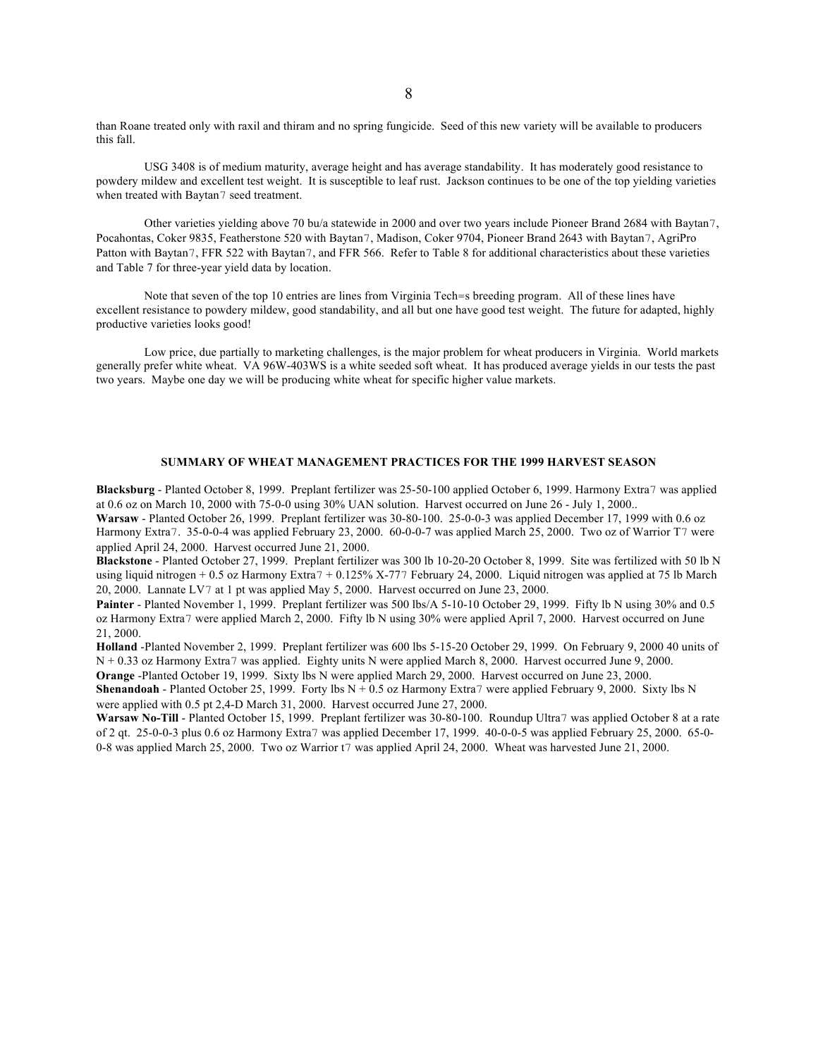than Roane treated only with raxil and thiram and no spring fungicide. Seed of this new variety will be available to producers this fall.

USG 3408 is of medium maturity, average height and has average standability. It has moderately good resistance to powdery mildew and excellent test weight. It is susceptible to leaf rust. Jackson continues to be one of the top yielding varieties when treated with Baytan7 seed treatment.

Other varieties yielding above 70 bu/a statewide in 2000 and over two years include Pioneer Brand 2684 with Baytan7, Pocahontas, Coker 9835, Featherstone 520 with Baytan7, Madison, Coker 9704, Pioneer Brand 2643 with Baytan7, AgriPro Patton with Baytan7, FFR 522 with Baytan7, and FFR 566. Refer to Table 8 for additional characteristics about these varieties and Table 7 for three-year yield data by location.

Note that seven of the top 10 entries are lines from Virginia Tech=s breeding program. All of these lines have excellent resistance to powdery mildew, good standability, and all but one have good test weight. The future for adapted, highly productive varieties looks good!

Low price, due partially to marketing challenges, is the major problem for wheat producers in Virginia. World markets generally prefer white wheat. VA 96W-403WS is a white seeded soft wheat. It has produced average yields in our tests the past two years. Maybe one day we will be producing white wheat for specific higher value markets.

## SUMMARY OF WHEAT MANAGEMENT PRACTICES FOR THE 1999 HARVEST SEASON

**Blacksburg** - Planted October 8, 1999. Preplant fertilizer was 25-50-100 applied October 6, 1999. Harmony Extra7 was applied at 0.6 oz on March 10, 2000 with 75-0-0 using 30% UAN solution. Harvest occurred on June 26 - July 1, 2000..

**Warsaw** - Planted October 26, 1999. Preplant fertilizer was 30-80-100. 25-0-0-3 was applied December 17, 1999 with 0.6 oz Harmony Extra7. 35-0-0-4 was applied February 23, 2000. 60-0-0-7 was applied March 25, 2000. Two oz of Warrior T7 were applied April 24, 2000. Harvest occurred June 21, 2000.

**Blackstone** - Planted October 27, 1999. Preplant fertilizer was 300 lb 10-20-20 October 8, 1999. Site was fertilized with 50 lb N using liquid nitrogen + 0.5 oz Harmony Extra7 + 0.125% X-777 February 24, 2000. Liquid nitrogen was applied at 75 lb March 20, 2000. Lannate LV7 at 1 pt was applied May 5, 2000. Harvest occurred on June 23, 2000.

**Painter** - Planted November 1, 1999. Preplant fertilizer was 500 lbs/A 5-10-10 October 29, 1999. Fifty lb N using 30% and 0.5 oz Harmony Extra7 were applied March 2, 2000. Fifty lb N using 30% were applied April 7, 2000. Harvest occurred on June 21, 2000.

**Holland** -Planted November 2, 1999. Preplant fertilizer was 600 lbs 5-15-20 October 29, 1999. On February 9, 2000 40 units of N + 0.33 oz Harmony Extra7 was applied. Eighty units N were applied March 8, 2000. Harvest occurred June 9, 2000.

**Orange** -Planted October 19, 1999. Sixty lbs N were applied March 29, 2000. Harvest occurred on June 23, 2000.

**Shenandoah** - Planted October 25, 1999. Forty lbs N + 0.5 oz Harmony Extra7 were applied February 9, 2000. Sixty lbs N were applied with 0.5 pt 2,4-D March 31, 2000. Harvest occurred June 27, 2000.

**Warsaw No-Till** - Planted October 15, 1999. Preplant fertilizer was 30-80-100. Roundup Ultra7 was applied October 8 at a rate of 2 qt. 25-0-0-3 plus 0.6 oz Harmony Extra7 was applied December 17, 1999. 40-0-0-5 was applied February 25, 2000. 65-0-0-8 was applied March 25, 2000. Two oz Warrior t7 was applied April 24, 2000. Wheat was harvested June 21, 2000.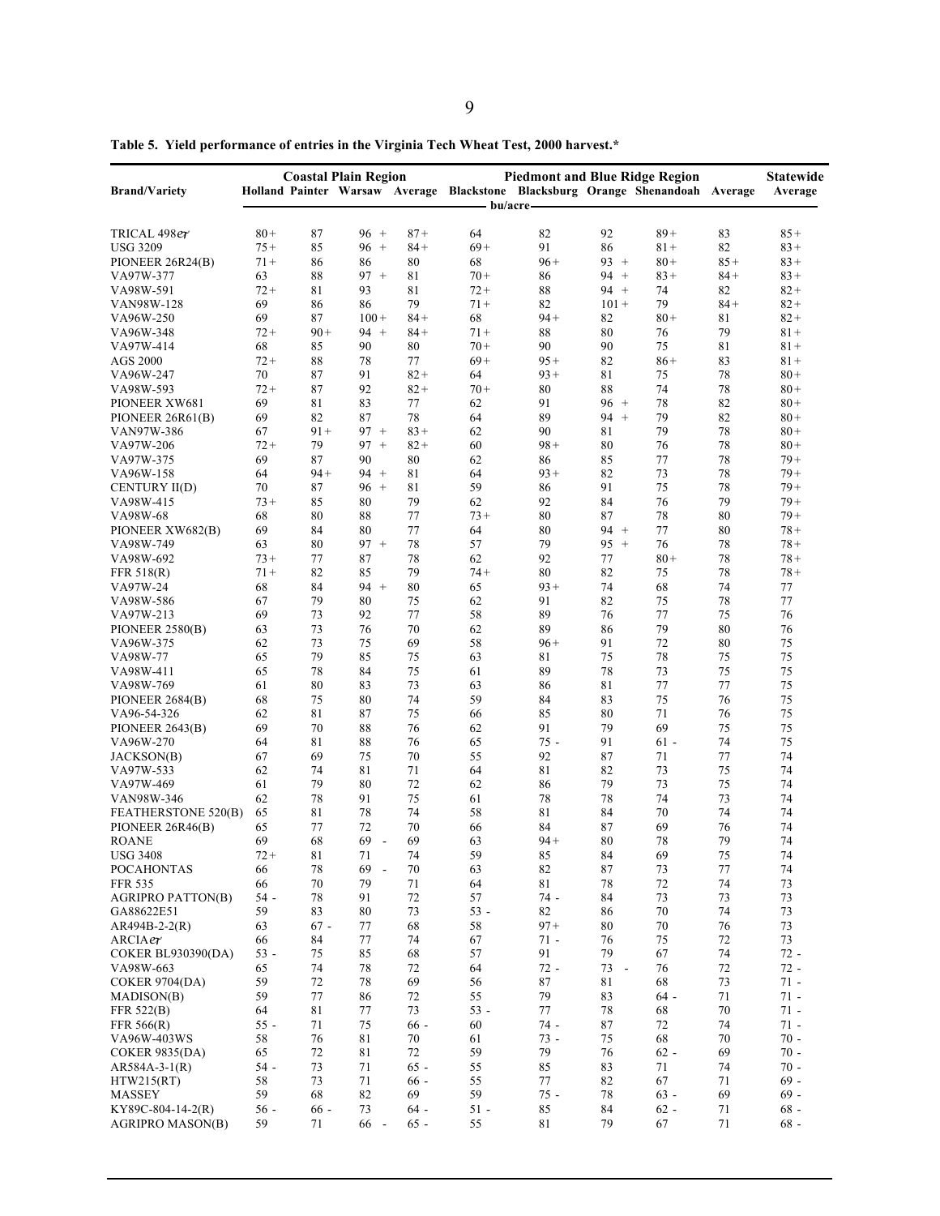**Table 5. Yield performance of entries in the Virginia Tech Wheat Test, 2000 harvest.***

| Brand/Variety | Coastal Plain Region | | | | Piedmont and Blue Ridge Region | | | | | Statewide |
|---|---|---|---|---|---|---|---|---|---|---|
| | Holland | Painter | Warsaw | Average | Blackstone | Blacksburg | Orange | Shenandoah | Average | Average |
| | bu/acre | | | | | | | | | |
| TRICAL 498*er* | 80+ | 87 | 96 + | 87+ | 64 | 82 | 92 | 89+ | 83 | 85+ |
| USG 3209 | 75+ | 85 | 96 + | 84+ | 69+ | 91 | 86 | 81+ | 82 | 83+ |
| PIONEER 26R24(B) | 71+ | 86 | 86 | 80 | 68 | 96+ | 93 + | 80+ | 85+ | 83+ |
| VA97W-377 | 63 | 88 | 97 + | 81 | 70+ | 86 | 94 + | 83+ | 84+ | 83+ |
| VA98W-591 | 72+ | 81 | 93 | 81 | 72+ | 88 | 94 + | 74 | 82 | 82+ |
| VAN98W-128 | 69 | 86 | 86 | 79 | 71+ | 82 | 101 + | 79 | 84+ | 82+ |
| VA96W-250 | 69 | 87 | 100+ | 84+ | 68 | 94+ | 82 | 80+ | 81 | 82+ |
| VA96W-348 | 72+ | 90+ | 94 + | 84+ | 71+ | 88 | 80 | 76 | 79 | 81+ |
| VA97W-414 | 68 | 85 | 90 | 80 | 70+ | 90 | 90 | 75 | 81 | 81+ |
| AGS 2000 | 72+ | 88 | 78 | 77 | 69+ | 95+ | 82 | 86+ | 83 | 81+ |
| VA96W-247 | 70 | 87 | 91 | 82+ | 64 | 93+ | 81 | 75 | 78 | 80+ |
| VA98W-593 | 72+ | 87 | 92 | 82+ | 70+ | 80 | 88 | 74 | 78 | 80+ |
| PIONEER XW681 | 69 | 81 | 83 | 77 | 62 | 91 | 96 + | 78 | 82 | 80+ |
| PIONEER 26R61(B) | 69 | 82 | 87 | 78 | 64 | 89 | 94 + | 79 | 82 | 80+ |
| VAN97W-386 | 67 | 91+ | 97 + | 83+ | 62 | 90 | 81 | 79 | 78 | 80+ |
| VA97W-206 | 72+ | 79 | 97 + | 82+ | 60 | 98+ | 80 | 76 | 78 | 80+ |
| VA97W-375 | 69 | 87 | 90 | 80 | 62 | 86 | 85 | 77 | 78 | 79+ |
| VA96W-158 | 64 | 94+ | 94 + | 81 | 64 | 93+ | 82 | 73 | 78 | 79+ |
| CENTURY II(D) | 70 | 87 | 96 + | 81 | 59 | 86 | 91 | 75 | 78 | 79+ |
| VA98W-415 | 73+ | 85 | 80 | 79 | 62 | 92 | 84 | 76 | 79 | 79+ |
| VA98W-68 | 68 | 80 | 88 | 77 | 73+ | 80 | 87 | 78 | 80 | 79+ |
| PIONEER XW682(B) | 69 | 84 | 80 | 77 | 64 | 80 | 94 + | 77 | 80 | 78+ |
| VA98W-749 | 63 | 80 | 97 + | 78 | 57 | 79 | 95 + | 76 | 78 | 78+ |
| VA98W-692 | 73+ | 77 | 87 | 78 | 62 | 92 | 77 | 80+ | 78 | 78+ |
| FFR 518(R) | 71+ | 82 | 85 | 79 | 74+ | 80 | 82 | 75 | 78 | 78+ |
| VA97W-24 | 68 | 84 | 94 + | 80 | 65 | 93+ | 74 | 68 | 74 | 77 |
| VA98W-586 | 67 | 79 | 80 | 75 | 62 | 91 | 82 | 75 | 78 | 77 |
| VA97W-213 | 69 | 73 | 92 | 77 | 58 | 89 | 76 | 77 | 75 | 76 |
| PIONEER 2580(B) | 63 | 73 | 76 | 70 | 62 | 89 | 86 | 79 | 80 | 76 |
| VA96W-375 | 62 | 73 | 75 | 69 | 58 | 96+ | 91 | 72 | 80 | 75 |
| VA98W-77 | 65 | 79 | 85 | 75 | 63 | 81 | 75 | 78 | 75 | 75 |
| VA98W-411 | 65 | 78 | 84 | 75 | 61 | 89 | 78 | 73 | 75 | 75 |
| VA98W-769 | 61 | 80 | 83 | 73 | 63 | 86 | 81 | 77 | 77 | 75 |
| PIONEER 2684(B) | 68 | 75 | 80 | 74 | 59 | 84 | 83 | 75 | 76 | 75 |
| VA96-54-326 | 62 | 81 | 87 | 75 | 66 | 85 | 80 | 71 | 76 | 75 |
| PIONEER 2643(B) | 69 | 70 | 88 | 76 | 62 | 91 | 79 | 69 | 75 | 75 |
| VA96W-270 | 64 | 81 | 88 | 76 | 65 | 75 - | 91 | 61 - | 74 | 75 |
| JACKSON(B) | 67 | 69 | 75 | 70 | 55 | 92 | 87 | 71 | 77 | 74 |
| VA97W-533 | 62 | 74 | 81 | 71 | 64 | 81 | 82 | 73 | 75 | 74 |
| VA97W-469 | 61 | 79 | 80 | 72 | 62 | 86 | 79 | 73 | 75 | 74 |
| VAN98W-346 | 62 | 78 | 91 | 75 | 61 | 78 | 78 | 74 | 73 | 74 |
| FEATHERSTONE 520(B) | 65 | 81 | 78 | 74 | 58 | 81 | 84 | 70 | 74 | 74 |
| PIONEER 26R46(B) | 65 | 77 | 72 | 70 | 66 | 84 | 87 | 69 | 76 | 74 |
| ROANE | 69 | 68 | 69 - | 69 | 63 | 94+ | 80 | 78 | 79 | 74 |
| USG 3408 | 72+ | 81 | 71 | 74 | 59 | 85 | 84 | 69 | 75 | 74 |
| POCAHONTAS | 66 | 78 | 69 - | 70 | 63 | 82 | 87 | 73 | 77 | 74 |
| FFR 535 | 66 | 70 | 79 | 71 | 64 | 81 | 78 | 72 | 74 | 73 |
| AGRIPRO PATTON(B) | 54 - | 78 | 91 | 72 | 57 | 74 - | 84 | 73 | 73 | 73 |
| GA88622E51 | 59 | 83 | 80 | 73 | 53 - | 82 | 86 | 70 | 74 | 73 |
| AR494B-2-2(R) | 63 | 67 - | 77 | 68 | 58 | 97+ | 80 | 70 | 76 | 73 |
| ARCIA*er* | 66 | 84 | 77 | 74 | 67 | 71 - | 76 | 75 | 72 | 73 |
| COKER BL930390(DA) | 53 - | 75 | 85 | 68 | 57 | 91 | 79 | 67 | 74 | 72 - |
| VA98W-663 | 65 | 74 | 78 | 72 | 64 | 72 - | 73 - | 76 | 72 | 72 - |
| COKER 9704(DA) | 59 | 72 | 78 | 69 | 56 | 87 | 81 | 68 | 73 | 71 - |
| MADISON(B) | 59 | 77 | 86 | 72 | 55 | 79 | 83 | 64 - | 71 | 71 - |
| FFR 522(B) | 64 | 81 | 77 | 73 | 53 - | 77 | 78 | 68 | 70 | 71 - |
| FFR 566(R) | 55 - | 71 | 75 | 66 - | 60 | 74 - | 87 | 72 | 74 | 71 - |
| VA96W-403WS | 58 | 76 | 81 | 70 | 61 | 73 - | 75 | 68 | 70 | 70 - |
| COKER 9835(DA) | 65 | 72 | 81 | 72 | 59 | 79 | 76 | 62 - | 69 | 70 - |
| AR584A-3-1(R) | 54 - | 73 | 71 | 65 - | 55 | 85 | 83 | 71 | 74 | 70 - |
| HTW215(RT) | 58 | 73 | 71 | 66 - | 55 | 77 | 82 | 67 | 71 | 69 - |
| MASSEY | 59 | 68 | 82 | 69 | 59 | 75 - | 78 | 63 - | 69 | 69 - |
| KY89C-804-14-2(R) | 56 - | 66 - | 73 | 64 - | 51 - | 85 | 84 | 62 - | 71 | 68 - |
| AGRIPRO MASON(B) | 59 | 71 | 66 - | 65 - | 55 | 81 | 79 | 67 | 71 | 68 - |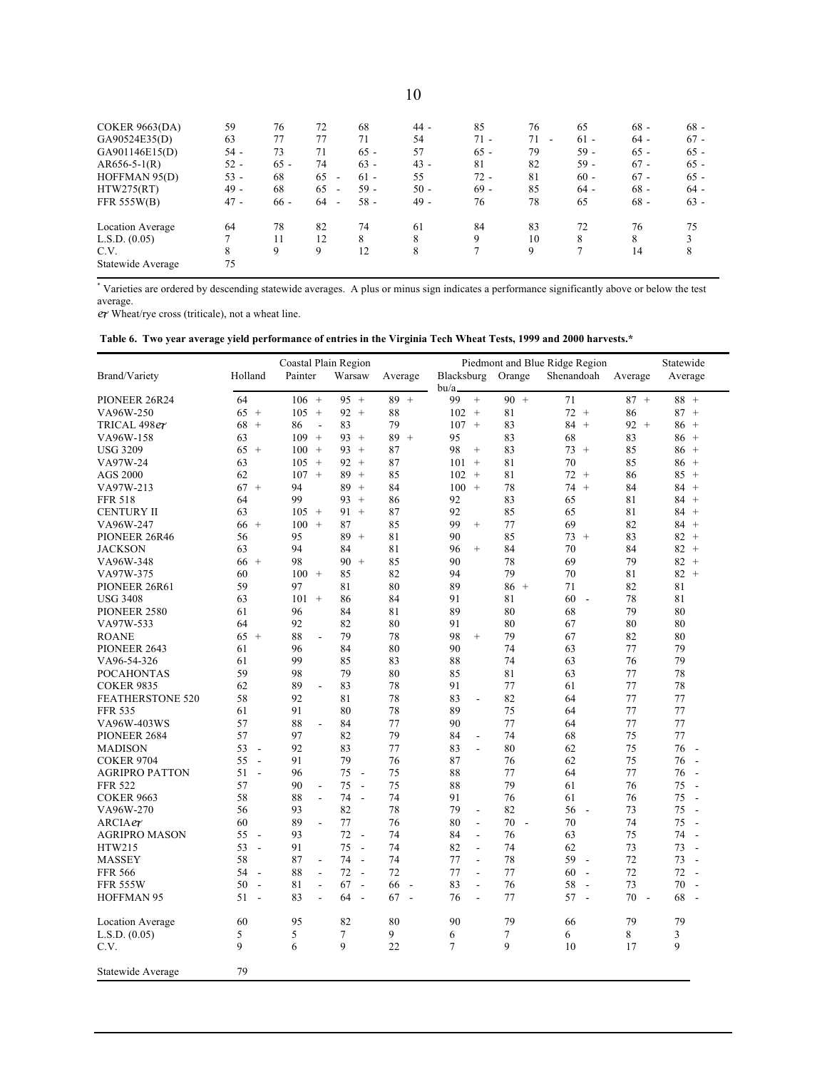| | | | | | | | | | | |
|---|---|---|---|---|---|---|---|---|---|---|
| COKER 9663(DA) | 59 | 76 | 72 | 68 | 44 - | 85 | 76 | 65 | 68 - | 68 - |
| GA90524E35(D) | 63 | 77 | 77 | 71 | 54 | 71 - | 71 - | 61 - | 64 - | 67 - |
| GA901146E15(D) | 54 - | 73 | 71 | 65 - | 57 | 65 - | 79 | 59 - | 65 - | 65 - |
| AR656-5-1(R) | 52 - | 65 - | 74 | 63 - | 43 - | 81 | 82 | 59 - | 67 - | 65 - |
| HOFFMAN 95(D) | 53 - | 68 | 65 - | 61 - | 55 | 72 - | 81 | 60 - | 67 - | 65 - |
| HTW275(RT) | 49 - | 68 | 65 - | 59 - | 50 - | 69 - | 85 | 64 - | 68 - | 64 - |
| FFR 555W(B) | 47 - | 66 - | 64 - | 58 - | 49 - | 76 | 78 | 65 | 68 - | 63 - |
| | | | | | | | | | | |
| Location Average | 64 | 78 | 82 | 74 | 61 | 84 | 83 | 72 | 76 | 75 |
| L.S.D. (0.05) | 7 | 11 | 12 | 8 | 8 | 9 | 10 | 8 | 8 | 3 |
| C.V. | 8 | 9 | 9 | 12 | 8 | 7 | 9 | 7 | 14 | 8 |
| Statewide Average | 75 | | | | | | | | | |

[*] Varieties are ordered by descending statewide averages. A plus or minus sign indicates a performance significantly above or below the test average.

℮r Wheat/rye cross (triticale), not a wheat line.

**Table 6. Two year average yield performance of entries in the Virginia Tech Wheat Tests, 1999 and 2000 harvests.***

| | Coastal Plain Region | | | | Piedmont and Blue Ridge Region | | | | Statewide |
|---|---|---|---|---|---|---|---|---|---|
| Brand/Variety | Holland | Painter | Warsaw | Average | Blacksburg | Orange | Shenandoah | Average | Average |
| | bu/a | | | | | | | | |
| PIONEER 26R24 | 64 | 106 + | 95 + | 89 + | 99 + | 90 + | 71 | 87 + | 88 + |
| VA96W-250 | 65 + | 105 + | 92 + | 88 | 102 + | 81 | 72 + | 86 | 87 + |
| TRICAL 498℮r | 68 + | 86 - | 83 | 79 | 107 + | 83 | 84 + | 92 + | 86 + |
| VA96W-158 | 63 | 109 + | 93 + | 89 + | 95 | 83 | 68 | 83 | 86 + |
| USG 3209 | 65 + | 100 + | 93 + | 87 | 98 + | 83 | 73 + | 85 | 86 + |
| VA97W-24 | 63 | 105 + | 92 + | 87 | 101 + | 81 | 70 | 85 | 86 + |
| AGS 2000 | 62 | 107 + | 89 + | 85 | 102 + | 81 | 72 + | 86 | 85 + |
| VA97W-213 | 67 + | 94 | 89 + | 84 | 100 + | 78 | 74 + | 84 | 84 + |
| FFR 518 | 64 | 99 | 93 + | 86 | 92 | 83 | 65 | 81 | 84 + |
| CENTURY II | 63 | 105 + | 91 + | 87 | 92 | 85 | 65 | 81 | 84 + |
| VA96W-247 | 66 + | 100 + | 87 | 85 | 99 + | 77 | 69 | 82 | 84 + |
| PIONEER 26R46 | 56 | 95 | 89 + | 81 | 90 | 85 | 73 + | 83 | 82 + |
| JACKSON | 63 | 94 | 84 | 81 | 96 + | 84 | 70 | 84 | 82 + |
| VA96W-348 | 66 + | 98 | 90 + | 85 | 90 | 78 | 69 | 79 | 82 + |
| VA97W-375 | 60 | 100 + | 85 | 82 | 94 | 79 | 70 | 81 | 82 + |
| PIONEER 26R61 | 59 | 97 | 81 | 80 | 89 | 86 + | 71 | 82 | 81 |
| USG 3408 | 63 | 101 + | 86 | 84 | 91 | 81 | 60 - | 78 | 81 |
| PIONEER 2580 | 61 | 96 | 84 | 81 | 89 | 80 | 68 | 79 | 80 |
| VA97W-533 | 64 | 92 | 82 | 80 | 91 | 80 | 67 | 80 | 80 |
| ROANE | 65 + | 88 - | 79 | 78 | 98 + | 79 | 67 | 82 | 80 |
| PIONEER 2643 | 61 | 96 | 84 | 80 | 90 | 74 | 63 | 77 | 79 |
| VA96-54-326 | 61 | 99 | 85 | 83 | 88 | 74 | 63 | 76 | 79 |
| POCAHONTAS | 59 | 98 | 79 | 80 | 85 | 81 | 63 | 77 | 78 |
| COKER 9835 | 62 | 89 - | 83 | 78 | 91 | 77 | 61 | 77 | 78 |
| FEATHERSTONE 520 | 58 | 92 | 81 | 78 | 83 - | 82 | 64 | 77 | 77 |
| FFR 535 | 61 | 91 | 80 | 78 | 89 | 75 | 64 | 77 | 77 |
| VA96W-403WS | 57 | 88 - | 84 | 77 | 90 | 77 | 64 | 77 | 77 |
| PIONEER 2684 | 57 | 97 | 82 | 79 | 84 - | 74 | 68 | 75 | 77 |
| MADISON | 53 - | 92 | 83 | 77 | 83 - | 80 | 62 | 75 | 76 - |
| COKER 9704 | 55 - | 91 | 79 | 76 | 87 | 76 | 62 | 75 | 76 - |
| AGRIPRO PATTON | 51 - | 96 | 75 - | 75 | 88 | 77 | 64 | 77 | 76 - |
| FFR 522 | 57 | 90 - | 75 - | 75 | 88 | 79 | 61 | 76 | 75 - |
| COKER 9663 | 58 | 88 - | 74 - | 74 | 91 | 76 | 61 | 76 | 75 - |
| VA96W-270 | 56 | 93 | 82 | 78 | 79 - | 82 | 56 - | 73 | 75 - |
| ARCIA℮r | 60 | 89 - | 77 | 76 | 80 - | 70 - | 70 | 74 | 75 - |
| AGRIPRO MASON | 55 - | 93 | 72 - | 74 | 84 - | 76 | 63 | 75 | 74 - |
| HTW215 | 53 - | 91 | 75 - | 74 | 82 - | 74 | 62 | 73 | 73 - |
| MASSEY | 58 | 87 - | 74 - | 74 | 77 - | 78 | 59 - | 72 | 73 - |
| FFR 566 | 54 - | 88 - | 72 - | 72 | 77 - | 77 | 60 - | 72 | 72 - |
| FFR 555W | 50 - | 81 - | 67 - | 66 - | 83 - | 76 | 58 - | 73 | 70 - |
| HOFFMAN 95 | 51 - | 83 - | 64 - | 67 - | 76 - | 77 | 57 - | 70 - | 68 - |
| | | | | | | | | | |
| Location Average | 60 | 95 | 82 | 80 | 90 | 79 | 66 | 79 | 79 |
| L.S.D. (0.05) | 5 | 5 | 7 | 9 | 6 | 7 | 6 | 8 | 3 |
| C.V. | 9 | 6 | 9 | 22 | 7 | 9 | 10 | 17 | 9 |
| | | | | | | | | | |
| Statewide Average | 79 | | | | | | | | |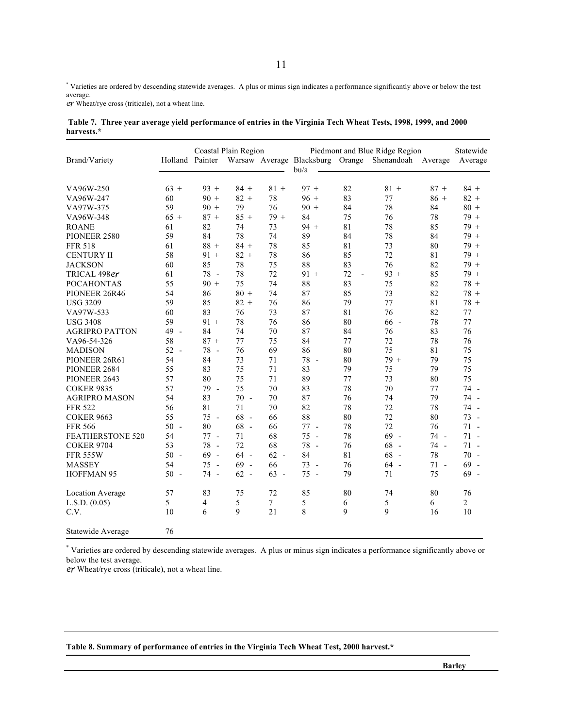* Varieties are ordered by descending statewide averages. A plus or minus sign indicates a performance significantly above or below the test average.

ℯr Wheat/rye cross (triticale), not a wheat line.

**Table 7. Three year average yield performance of entries in the Virginia Tech Wheat Tests, 1998, 1999, and 2000 harvests.***

| Brand/Variety | Coastal Plain Region | | | | Piedmont and Blue Ridge Region | | | | Statewide |
|---|---|---|---|---|---|---|---|---|---|
| | Holland | Painter | Warsaw | Average | Blacksburg | Orange | Shenandoah | Average | Average |
| | bu/a | | | | | | | | |
| VA96W-250 | 63 + | 93 + | 84 + | 81 + | 97 + | 82 | 81 + | 87 + | 84 + |
| VA96W-247 | 60 | 90 + | 82 + | 78 | 96 + | 83 | 77 | 86 + | 82 + |
| VA97W-375 | 59 | 90 + | 79 | 76 | 90 + | 84 | 78 | 84 | 80 + |
| VA96W-348 | 65 + | 87 + | 85 + | 79 + | 84 | 75 | 76 | 78 | 79 + |
| ROANE | 61 | 82 | 74 | 73 | 94 + | 81 | 78 | 85 | 79 + |
| PIONEER 2580 | 59 | 84 | 78 | 74 | 89 | 84 | 78 | 84 | 79 + |
| FFR 518 | 61 | 88 + | 84 + | 78 | 85 | 81 | 73 | 80 | 79 + |
| CENTURY II | 58 | 91 + | 82 + | 78 | 86 | 85 | 72 | 81 | 79 + |
| JACKSON | 60 | 85 | 78 | 75 | 88 | 83 | 76 | 82 | 79 + |
| TRICAL 498ℯr | 61 | 78 - | 78 | 72 | 91 + | 72 - | 93 + | 85 | 79 + |
| POCAHONTAS | 55 | 90 + | 75 | 74 | 88 | 83 | 75 | 82 | 78 + |
| PIONEER 26R46 | 54 | 86 | 80 + | 74 | 87 | 85 | 73 | 82 | 78 + |
| USG 3209 | 59 | 85 | 82 + | 76 | 86 | 79 | 77 | 81 | 78 + |
| VA97W-533 | 60 | 83 | 76 | 73 | 87 | 81 | 76 | 82 | 77 |
| USG 3408 | 59 | 91 + | 78 | 76 | 86 | 80 | 66 - | 78 | 77 |
| AGRIPRO PATTON | 49 - | 84 | 74 | 70 | 87 | 84 | 76 | 83 | 76 |
| VA96-54-326 | 58 | 87 + | 77 | 75 | 84 | 77 | 72 | 78 | 76 |
| MADISON | 52 - | 78 - | 76 | 69 | 86 | 80 | 75 | 81 | 75 |
| PIONEER 26R61 | 54 | 84 | 73 | 71 | 78 - | 80 | 79 + | 79 | 75 |
| PIONEER 2684 | 55 | 83 | 75 | 71 | 83 | 79 | 75 | 79 | 75 |
| PIONEER 2643 | 57 | 80 | 75 | 71 | 89 | 77 | 73 | 80 | 75 |
| COKER 9835 | 57 | 79 - | 75 | 70 | 83 | 78 | 70 | 77 | 74 - |
| AGRIPRO MASON | 54 | 83 | 70 - | 70 | 87 | 76 | 74 | 79 | 74 - |
| FFR 522 | 56 | 81 | 71 | 70 | 82 | 78 | 72 | 78 | 74 - |
| COKER 9663 | 55 | 75 - | 68 - | 66 | 88 | 80 | 72 | 80 | 73 - |
| FFR 566 | 50 - | 80 | 68 - | 66 | 77 - | 78 | 72 | 76 | 71 - |
| FEATHERSTONE 520 | 54 | 77 - | 71 | 68 | 75 - | 78 | 69 - | 74 - | 71 - |
| COKER 9704 | 53 | 78 - | 72 | 68 | 78 - | 76 | 68 - | 74 - | 71 - |
| FFR 555W | 50 - | 69 - | 64 - | 62 - | 84 | 81 | 68 - | 78 | 70 - |
| MASSEY | 54 | 75 - | 69 - | 66 | 73 - | 76 | 64 - | 71 - | 69 - |
| HOFFMAN 95 | 50 - | 74 - | 62 - | 63 - | 75 - | 79 | 71 | 75 | 69 - |
| Location Average | 57 | 83 | 75 | 72 | 85 | 80 | 74 | 80 | 76 |
| L.S.D. (0.05) | 5 | 4 | 5 | 7 | 5 | 6 | 5 | 6 | 2 |
| C.V. | 10 | 6 | 9 | 21 | 8 | 9 | 9 | 16 | 10 |
| Statewide Average | 76 | | | | | | | | |

* Varieties are ordered by descending statewide averages. A plus or minus sign indicates a performance significantly above or below the test average.

ℯr Wheat/rye cross (triticale), not a wheat line.

**Table 8. Summary of performance of entries in the Virginia Tech Wheat Test, 2000 harvest.***

**Barley**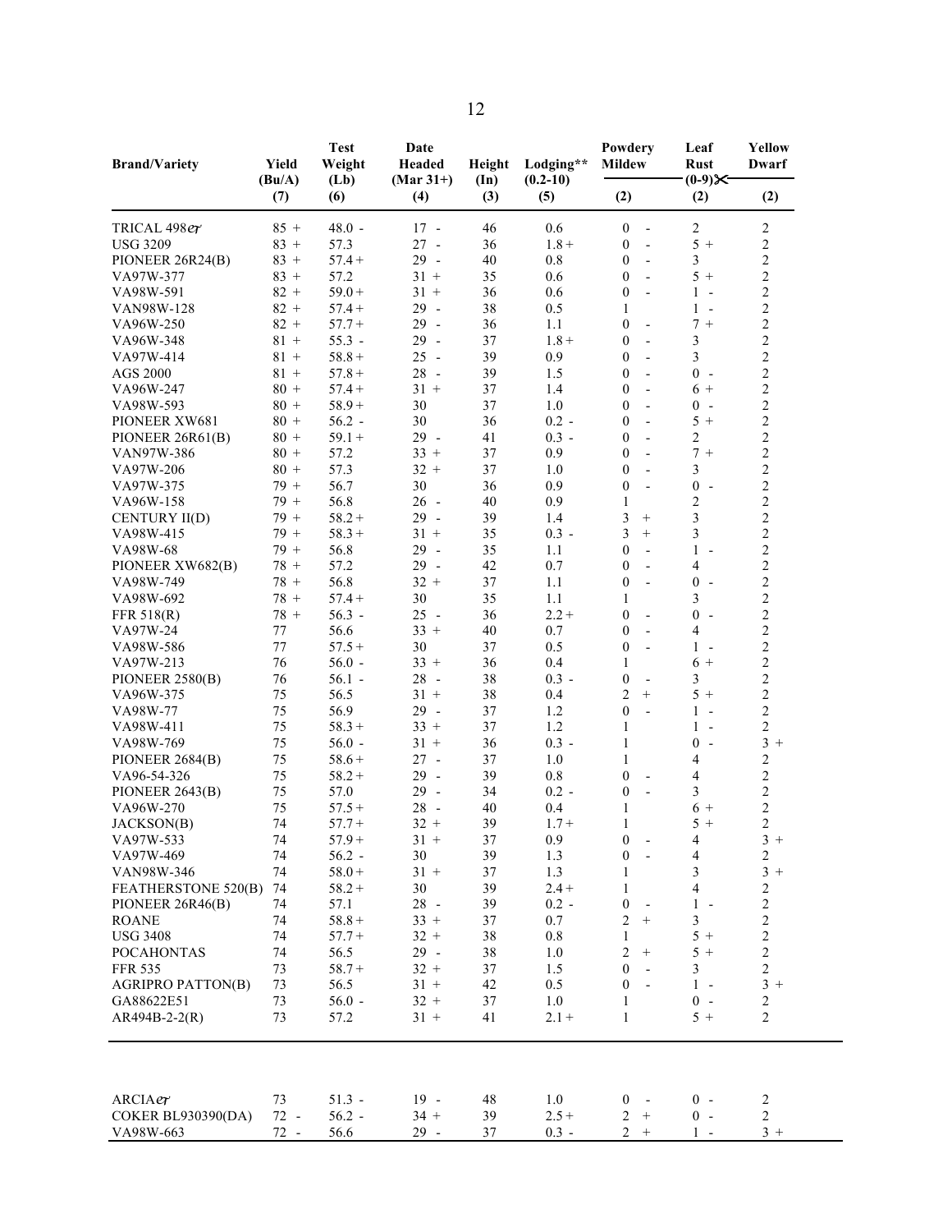| Brand/Variety | Yield (Bu/A) | Test Weight (Lb) | Date Headed (Mar 31+) | Height (In) | Lodging** (0.2-10) | Powdery Mildew | Leaf Rust (0-9)✂ | Yellow Dwarf |
|---|---|---|---|---|---|---|---|---|
| | (7) | (6) | (4) | (3) | (5) | (2) | (2) | (2) |
| TRICAL 498ℯŗ | 85 + | 48.0 - | 17 - | 46 | 0.6 | 0 - | 2 | 2 |
| USG 3209 | 83 + | 57.3 | 27 - | 36 | 1.8 + | 0 - | 5 + | 2 |
| PIONEER 26R24(B) | 83 + | 57.4 + | 29 - | 40 | 0.8 | 0 - | 3 | 2 |
| VA97W-377 | 83 + | 57.2 | 31 + | 35 | 0.6 | 0 - | 5 + | 2 |
| VA98W-591 | 82 + | 59.0 + | 31 + | 36 | 0.6 | 0 - | 1 - | 2 |
| VAN98W-128 | 82 + | 57.4 + | 29 - | 38 | 0.5 | 1 | 1 - | 2 |
| VA96W-250 | 82 + | 57.7 + | 29 - | 36 | 1.1 | 0 - | 7 + | 2 |
| VA96W-348 | 81 + | 55.3 - | 29 - | 37 | 1.8 + | 0 - | 3 | 2 |
| VA97W-414 | 81 + | 58.8 + | 25 - | 39 | 0.9 | 0 - | 3 | 2 |
| AGS 2000 | 81 + | 57.8 + | 28 - | 39 | 1.5 | 0 - | 0 - | 2 |
| VA96W-247 | 80 + | 57.4 + | 31 + | 37 | 1.4 | 0 - | 6 + | 2 |
| VA98W-593 | 80 + | 58.9 + | 30 | 37 | 1.0 | 0 - | 0 - | 2 |
| PIONEER XW681 | 80 + | 56.2 - | 30 | 36 | 0.2 - | 0 - | 5 + | 2 |
| PIONEER 26R61(B) | 80 + | 59.1 + | 29 - | 41 | 0.3 - | 0 - | 2 | 2 |
| VAN97W-386 | 80 + | 57.2 | 33 + | 37 | 0.9 | 0 - | 7 + | 2 |
| VA97W-206 | 80 + | 57.3 | 32 + | 37 | 1.0 | 0 - | 3 | 2 |
| VA97W-375 | 79 + | 56.7 | 30 | 36 | 0.9 | 0 - | 0 - | 2 |
| VA96W-158 | 79 + | 56.8 | 26 - | 40 | 0.9 | 1 | 2 | 2 |
| CENTURY II(D) | 79 + | 58.2 + | 29 - | 39 | 1.4 | 3 + | 3 | 2 |
| VA98W-415 | 79 + | 58.3 + | 31 + | 35 | 0.3 - | 3 + | 3 | 2 |
| VA98W-68 | 79 + | 56.8 | 29 - | 35 | 1.1 | 0 - | 1 - | 2 |
| PIONEER XW682(B) | 78 + | 57.2 | 29 - | 42 | 0.7 | 0 - | 4 | 2 |
| VA98W-749 | 78 + | 56.8 | 32 + | 37 | 1.1 | 0 - | 0 - | 2 |
| VA98W-692 | 78 + | 57.4 + | 30 | 35 | 1.1 | 1 | 3 | 2 |
| FFR 518(R) | 78 + | 56.3 - | 25 - | 36 | 2.2 + | 0 - | 0 - | 2 |
| VA97W-24 | 77 | 56.6 | 33 + | 40 | 0.7 | 0 - | 4 | 2 |
| VA98W-586 | 77 | 57.5 + | 30 | 37 | 0.5 | 0 - | 1 - | 2 |
| VA97W-213 | 76 | 56.0 - | 33 + | 36 | 0.4 | 1 | 6 + | 2 |
| PIONEER 2580(B) | 76 | 56.1 - | 28 - | 38 | 0.3 - | 0 - | 3 | 2 |
| VA96W-375 | 75 | 56.5 | 31 + | 38 | 0.4 | 2 + | 5 + | 2 |
| VA98W-77 | 75 | 56.9 | 29 - | 37 | 1.2 | 0 - | 1 - | 2 |
| VA98W-411 | 75 | 58.3 + | 33 + | 37 | 1.2 | 1 | 1 - | 2 |
| VA98W-769 | 75 | 56.0 - | 31 + | 36 | 0.3 - | 1 | 0 - | 3 + |
| PIONEER 2684(B) | 75 | 58.6 + | 27 - | 37 | 1.0 | 1 | 4 | 2 |
| VA96-54-326 | 75 | 58.2 + | 29 - | 39 | 0.8 | 0 - | 4 | 2 |
| PIONEER 2643(B) | 75 | 57.0 | 29 - | 34 | 0.2 - | 0 - | 3 | 2 |
| VA96W-270 | 75 | 57.5 + | 28 - | 40 | 0.4 | 1 | 6 + | 2 |
| JACKSON(B) | 74 | 57.7 + | 32 + | 39 | 1.7 + | 1 | 5 + | 2 |
| VA97W-533 | 74 | 57.9 + | 31 + | 37 | 0.9 | 0 - | 4 | 3 + |
| VA97W-469 | 74 | 56.2 - | 30 | 39 | 1.3 | 0 - | 4 | 2 |
| VAN98W-346 | 74 | 58.0 + | 31 + | 37 | 1.3 | 1 | 3 | 3 + |
| FEATHERSTONE 520(B) | 74 | 58.2 + | 30 | 39 | 2.4 + | 1 | 4 | 2 |
| PIONEER 26R46(B) | 74 | 57.1 | 28 - | 39 | 0.2 - | 0 - | 1 - | 2 |
| ROANE | 74 | 58.8 + | 33 + | 37 | 0.7 | 2 + | 3 | 2 |
| USG 3408 | 74 | 57.7 + | 32 + | 38 | 0.8 | 1 | 5 + | 2 |
| POCAHONTAS | 74 | 56.5 | 29 - | 38 | 1.0 | 2 + | 5 + | 2 |
| FFR 535 | 73 | 58.7 + | 32 + | 37 | 1.5 | 0 - | 3 | 2 |
| AGRIPRO PATTON(B) | 73 | 56.5 | 31 + | 42 | 0.5 | 0 - | 1 - | 3 + |
| GA88622E51 | 73 | 56.0 - | 32 + | 37 | 1.0 | 1 | 0 - | 2 |
| AR494B-2-2(R) | 73 | 57.2 | 31 + | 41 | 2.1 + | 1 | 5 + | 2 |
| ARCIAℯŗ | 73 | 51.3 - | 19 - | 48 | 1.0 | 0 - | 0 - | 2 |
| COKER BL930390(DA) | 72 - | 56.2 - | 34 + | 39 | 2.5 + | 2 + | 0 - | 2 |
| VA98W-663 | 72 - | 56.6 | 29 - | 37 | 0.3 - | 2 + | 1 - | 3 + |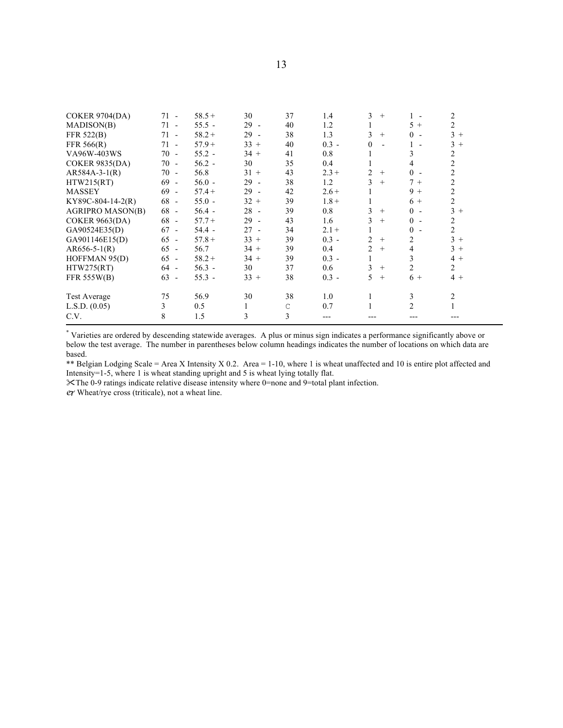| | | | | | | | | |
|---|---|---|---|---|---|---|---|---|
| COKER 9704(DA) | 71 - | 58.5 + | 30 | 37 | 1.4 | 3 + | 1 - | 2 |
| MADISON(B) | 71 - | 55.5 - | 29 - | 40 | 1.2 | 1 | 5 + | 2 |
| FFR 522(B) | 71 - | 58.2 + | 29 - | 38 | 1.3 | 3 + | 0 - | 3 + |
| FFR 566(R) | 71 - | 57.9 + | 33 + | 40 | 0.3 - | 0 - | 1 - | 3 + |
| VA96W-403WS | 70 - | 55.2 - | 34 + | 41 | 0.8 | 1 | 3 | 2 |
| COKER 9835(DA) | 70 - | 56.2 - | 30 | 35 | 0.4 | 1 | 4 | 2 |
| AR584A-3-1(R) | 70 - | 56.8 | 31 + | 43 | 2.3 + | 2 + | 0 - | 2 |
| HTW215(RT) | 69 - | 56.0 - | 29 - | 38 | 1.2 | 3 + | 7 + | 2 |
| MASSEY | 69 - | 57.4 + | 29 - | 42 | 2.6 + | 1 | 9 + | 2 |
| KY89C-804-14-2(R) | 68 - | 55.0 - | 32 + | 39 | 1.8 + | 1 | 6 + | 2 |
| AGRIPRO MASON(B) | 68 - | 56.4 - | 28 - | 39 | 0.8 | 3 + | 0 - | 3 + |
| COKER 9663(DA) | 68 - | 57.7 + | 29 - | 43 | 1.6 | 3 + | 0 - | 2 |
| GA90524E35(D) | 67 - | 54.4 - | 27 - | 34 | 2.1 + | 1 | 0 - | 2 |
| GA901146E15(D) | 65 - | 57.8 + | 33 + | 39 | 0.3 - | 2 + | 2 | 3 + |
| AR656-5-1(R) | 65 - | 56.7 | 34 + | 39 | 0.4 | 2 + | 4 | 3 + |
| HOFFMAN 95(D) | 65 - | 58.2 + | 34 + | 39 | 0.3 - | 1 | 3 | 4 + |
| HTW275(RT) | 64 - | 56.3 - | 30 | 37 | 0.6 | 3 + | 2 | 2 |
| FFR 555W(B) | 63 - | 55.3 - | 33 + | 38 | 0.3 - | 5 + | 6 + | 4 + |
| | | | | | | | | |
| Test Average | 75 | 56.9 | 30 | 38 | 1.0 | 1 | 3 | 2 |
| L.S.D. (0.05) | 3 | 0.5 | 1 | C | 0.7 | 1 | 2 | 1 |
| C.V. | 8 | 1.5 | 3 | 3 | --- | --- | --- | --- |

* Varieties are ordered by descending statewide averages. A plus or minus sign indicates a performance significantly above or below the test average. The number in parentheses below column headings indicates the number of locations on which data are based.

** Belgian Lodging Scale = Area X Intensity X 0.2. Area = 1-10, where 1 is wheat unaffected and 10 is entire plot affected and Intensity=1-5, where 1 is wheat standing upright and 5 is wheat lying totally flat.

✂The 0-9 ratings indicate relative disease intensity where 0=none and 9=total plant infection.

℮ Wheat/rye cross (triticale), not a wheat line.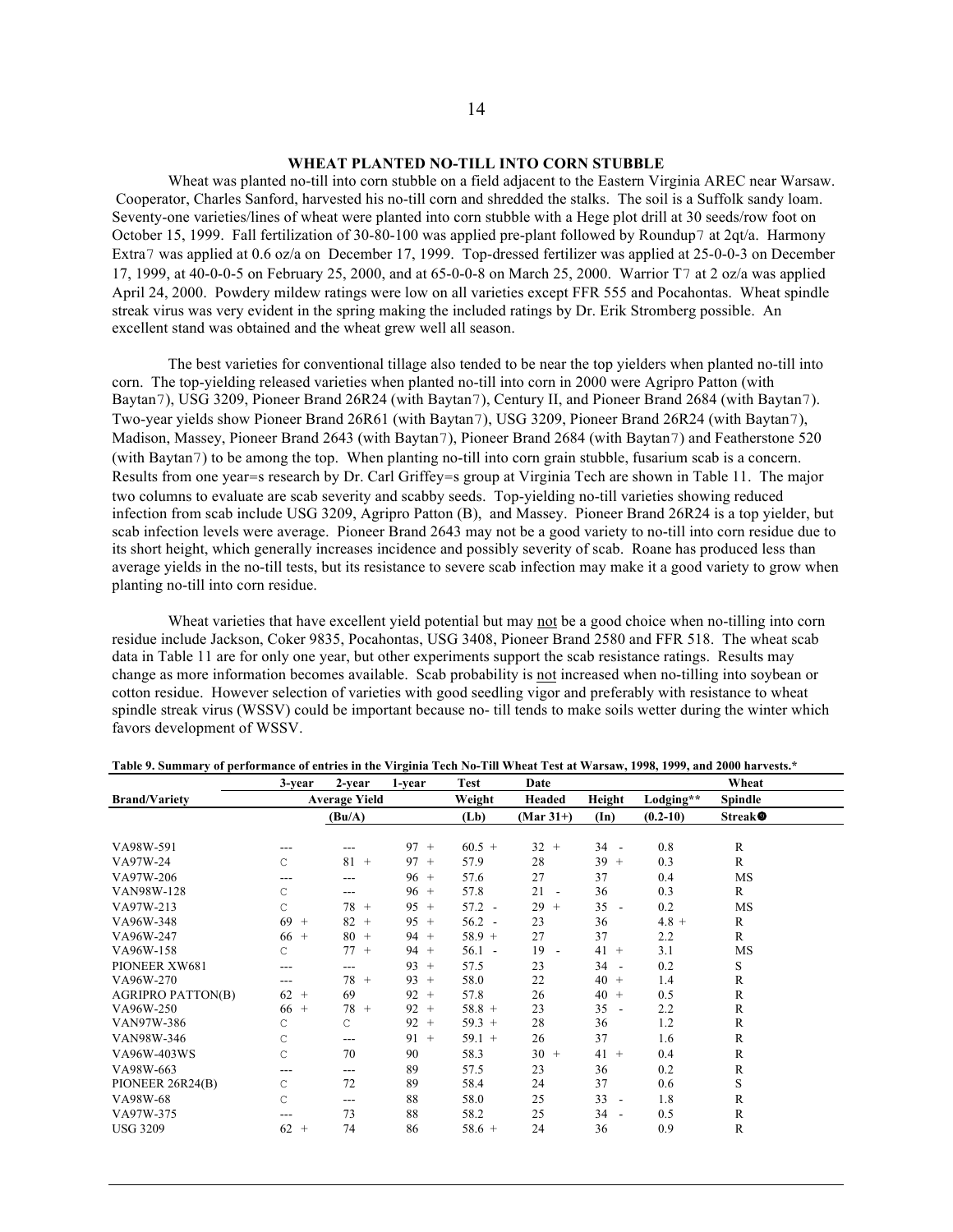## WHEAT PLANTED NO-TILL INTO CORN STUBBLE

Wheat was planted no-till into corn stubble on a field adjacent to the Eastern Virginia AREC near Warsaw. Cooperator, Charles Sanford, harvested his no-till corn and shredded the stalks. The soil is a Suffolk sandy loam. Seventy-one varieties/lines of wheat were planted into corn stubble with a Hege plot drill at 30 seeds/row foot on October 15, 1999. Fall fertilization of 30-80-100 was applied pre-plant followed by Roundup7 at 2qt/a. Harmony Extra7 was applied at 0.6 oz/a on December 17, 1999. Top-dressed fertilizer was applied at 25-0-0-3 on December 17, 1999, at 40-0-0-5 on February 25, 2000, and at 65-0-0-8 on March 25, 2000. Warrior T7 at 2 oz/a was applied April 24, 2000. Powdery mildew ratings were low on all varieties except FFR 555 and Pocahontas. Wheat spindle streak virus was very evident in the spring making the included ratings by Dr. Erik Stromberg possible. An excellent stand was obtained and the wheat grew well all season.

The best varieties for conventional tillage also tended to be near the top yielders when planted no-till into corn. The top-yielding released varieties when planted no-till into corn in 2000 were Agripro Patton (with Baytan7), USG 3209, Pioneer Brand 26R24 (with Baytan7), Century II, and Pioneer Brand 2684 (with Baytan7). Two-year yields show Pioneer Brand 26R61 (with Baytan7), USG 3209, Pioneer Brand 26R24 (with Baytan7), Madison, Massey, Pioneer Brand 2643 (with Baytan7), Pioneer Brand 2684 (with Baytan7) and Featherstone 520 (with Baytan7) to be among the top. When planting no-till into corn grain stubble, fusarium scab is a concern. Results from one year=s research by Dr. Carl Griffey=s group at Virginia Tech are shown in Table 11. The major two columns to evaluate are scab severity and scabby seeds. Top-yielding no-till varieties showing reduced infection from scab include USG 3209, Agripro Patton (B), and Massey. Pioneer Brand 26R24 is a top yielder, but scab infection levels were average. Pioneer Brand 2643 may not be a good variety to no-till into corn residue due to its short height, which generally increases incidence and possibly severity of scab. Roane has produced less than average yields in the no-till tests, but its resistance to severe scab infection may make it a good variety to grow when planting no-till into corn residue.

Wheat varieties that have excellent yield potential but may not be a good choice when no-tilling into corn residue include Jackson, Coker 9835, Pocahontas, USG 3408, Pioneer Brand 2580 and FFR 518. The wheat scab data in Table 11 are for only one year, but other experiments support the scab resistance ratings. Results may change as more information becomes available. Scab probability is not increased when no-tilling into soybean or cotton residue. However selection of varieties with good seedling vigor and preferably with resistance to wheat spindle streak virus (WSSV) could be important because no- till tends to make soils wetter during the winter which favors development of WSSV.

**Table 9. Summary of performance of entries in the Virginia Tech No-Till Wheat Test at Warsaw, 1998, 1999, and 2000 harvests.***

| Brand/Variety | 3-year Average Yield (Bu/A) | 2-year Average Yield (Bu/A) | 1-year Average Yield (Bu/A) | Test Weight (Lb) | Date Headed (Mar 31+) | Height (In) | Lodging** (0.2-10) | Wheat Spindle Streak❸ |
|---|---|---|---|---|---|---|---|---|
| VA98W-591 | --- | --- | 97 + | 60.5 + | 32 + | 34 - | 0.8 | R |
| VA97W-24 | C | 81 + | 97 + | 57.9 | 28 | 39 + | 0.3 | R |
| VA97W-206 | --- | --- | 96 + | 57.6 | 27 | 37 | 0.4 | MS |
| VAN98W-128 | C | --- | 96 + | 57.8 | 21 - | 36 | 0.3 | R |
| VA97W-213 | C | 78 + | 95 + | 57.2 - | 29 + | 35 - | 0.2 | MS |
| VA96W-348 | 69 + | 82 + | 95 + | 56.2 - | 23 | 36 | 4.8 + | R |
| VA96W-247 | 66 + | 80 + | 94 + | 58.9 + | 27 | 37 | 2.2 | R |
| VA96W-158 | C | 77 + | 94 + | 56.1 - | 19 - | 41 + | 3.1 | MS |
| PIONEER XW681 | --- | --- | 93 + | 57.5 | 23 | 34 - | 0.2 | S |
| VA96W-270 | --- | 78 + | 93 + | 58.0 | 22 | 40 + | 1.4 | R |
| AGRIPRO PATTON(B) | 62 + | 69 | 92 + | 57.8 | 26 | 40 + | 0.5 | R |
| VA96W-250 | 66 + | 78 + | 92 + | 58.8 + | 23 | 35 - | 2.2 | R |
| VAN97W-386 | C | C | 92 + | 59.3 + | 28 | 36 | 1.2 | R |
| VAN98W-346 | C | --- | 91 + | 59.1 + | 26 | 37 | 1.6 | R |
| VA96W-403WS | C | 70 | 90 | 58.3 | 30 + | 41 + | 0.4 | R |
| VA98W-663 | --- | --- | 89 | 57.5 | 23 | 36 | 0.2 | R |
| PIONEER 26R24(B) | C | 72 | 89 | 58.4 | 24 | 37 | 0.6 | S |
| VA98W-68 | C | --- | 88 | 58.0 | 25 | 33 - | 1.8 | R |
| VA97W-375 | --- | 73 | 88 | 58.2 | 25 | 34 - | 0.5 | R |
| USG 3209 | 62 + | 74 | 86 | 58.6 + | 24 | 36 | 0.9 | R |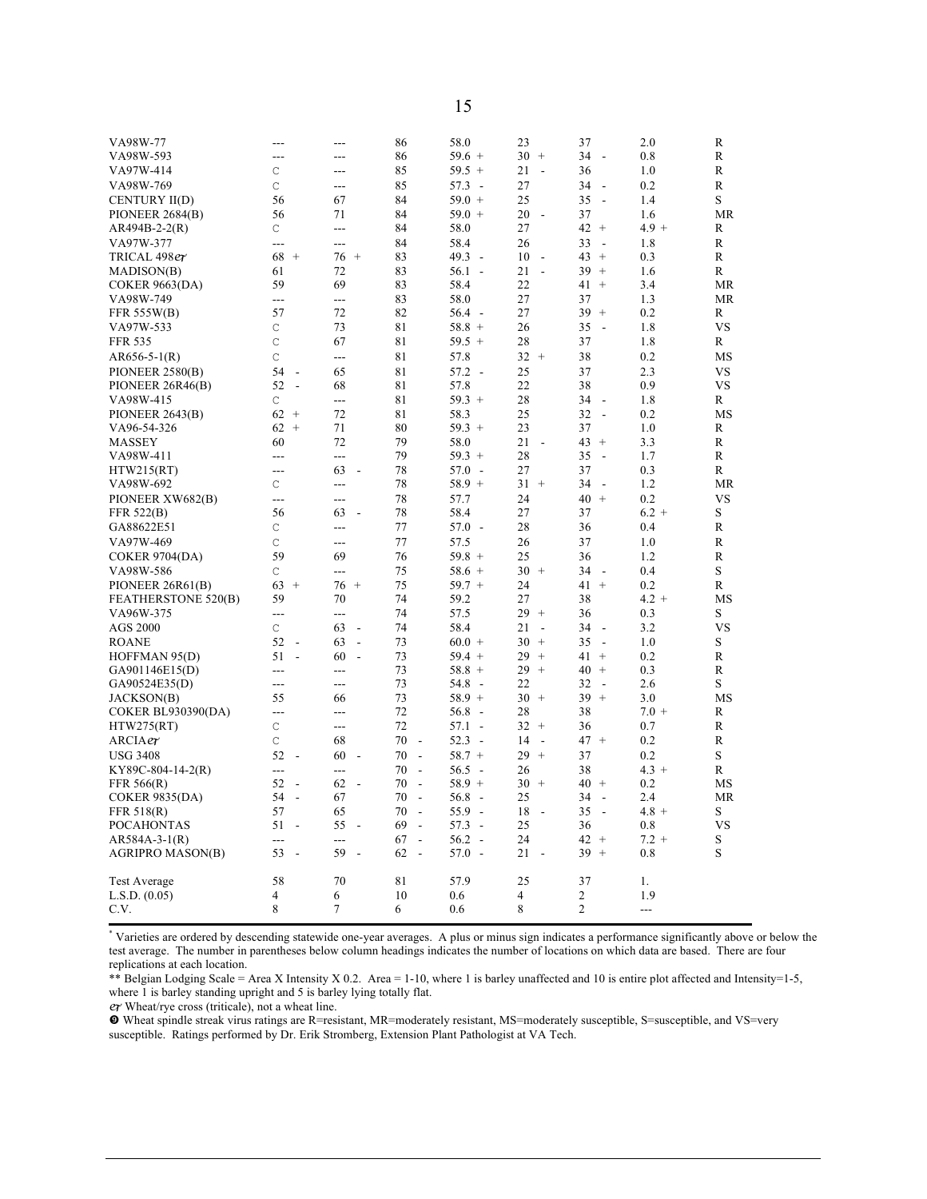| | | | | | | | | |
|---|---|---|---|---|---|---|---|---|
| VA98W-77 | --- | --- | 86 | 58.0 | 23 | 37 | 2.0 | R |
| VA98W-593 | --- | --- | 86 | 59.6 + | 30 + | 34 - | 0.8 | R |
| VA97W-414 | C | --- | 85 | 59.5 + | 21 - | 36 | 1.0 | R |
| VA98W-769 | C | --- | 85 | 57.3 - | 27 | 34 - | 0.2 | R |
| CENTURY II(D) | 56 | 67 | 84 | 59.0 + | 25 | 35 - | 1.4 | S |
| PIONEER 2684(B) | 56 | 71 | 84 | 59.0 + | 20 - | 37 | 1.6 | MR |
| AR494B-2-2(R) | C | --- | 84 | 58.0 | 27 | 42 + | 4.9 + | R |
| VA97W-377 | --- | --- | 84 | 58.4 | 26 | 33 - | 1.8 | R |
| TRICAL 498℮ŗ | 68 + | 76 + | 83 | 49.3 - | 10 - | 43 + | 0.3 | R |
| MADISON(B) | 61 | 72 | 83 | 56.1 - | 21 - | 39 + | 1.6 | R |
| COKER 9663(DA) | 59 | 69 | 83 | 58.4 | 22 | 41 + | 3.4 | MR |
| VA98W-749 | --- | --- | 83 | 58.0 | 27 | 37 | 1.3 | MR |
| FFR 555W(B) | 57 | 72 | 82 | 56.4 - | 27 | 39 + | 0.2 | R |
| VA97W-533 | C | 73 | 81 | 58.8 + | 26 | 35 - | 1.8 | VS |
| FFR 535 | C | 67 | 81 | 59.5 + | 28 | 37 | 1.8 | R |
| AR656-5-1(R) | C | --- | 81 | 57.8 | 32 + | 38 | 0.2 | MS |
| PIONEER 2580(B) | 54 - | 65 | 81 | 57.2 - | 25 | 37 | 2.3 | VS |
| PIONEER 26R46(B) | 52 - | 68 | 81 | 57.8 | 22 | 38 | 0.9 | VS |
| VA98W-415 | C | --- | 81 | 59.3 + | 28 | 34 - | 1.8 | R |
| PIONEER 2643(B) | 62 + | 72 | 81 | 58.3 | 25 | 32 - | 0.2 | MS |
| VA96-54-326 | 62 + | 71 | 80 | 59.3 + | 23 | 37 | 1.0 | R |
| MASSEY | 60 | 72 | 79 | 58.0 | 21 - | 43 + | 3.3 | R |
| VA98W-411 | --- | --- | 79 | 59.3 + | 28 | 35 - | 1.7 | R |
| HTW215(RT) | --- | 63 - | 78 | 57.0 - | 27 | 37 | 0.3 | R |
| VA98W-692 | C | --- | 78 | 58.9 + | 31 + | 34 - | 1.2 | MR |
| PIONEER XW682(B) | --- | --- | 78 | 57.7 | 24 | 40 + | 0.2 | VS |
| FFR 522(B) | 56 | 63 - | 78 | 58.4 | 27 | 37 | 6.2 + | S |
| GA88622E51 | C | --- | 77 | 57.0 - | 28 | 36 | 0.4 | R |
| VA97W-469 | C | --- | 77 | 57.5 | 26 | 37 | 1.0 | R |
| COKER 9704(DA) | 59 | 69 | 76 | 59.8 + | 25 | 36 | 1.2 | R |
| VA98W-586 | C | --- | 75 | 58.6 + | 30 + | 34 - | 0.4 | S |
| PIONEER 26R61(B) | 63 + | 76 + | 75 | 59.7 + | 24 | 41 + | 0.2 | R |
| FEATHERSTONE 520(B) | 59 | 70 | 74 | 59.2 | 27 | 38 | 4.2 + | MS |
| VA96W-375 | --- | --- | 74 | 57.5 | 29 + | 36 | 0.3 | S |
| AGS 2000 | C | 63 - | 74 | 58.4 | 21 - | 34 - | 3.2 | VS |
| ROANE | 52 - | 63 - | 73 | 60.0 + | 30 + | 35 - | 1.0 | S |
| HOFFMAN 95(D) | 51 - | 60 - | 73 | 59.4 + | 29 + | 41 + | 0.2 | R |
| GA901146E15(D) | --- | --- | 73 | 58.8 + | 29 + | 40 + | 0.3 | R |
| GA90524E35(D) | --- | --- | 73 | 54.8 - | 22 | 32 - | 2.6 | S |
| JACKSON(B) | 55 | 66 | 73 | 58.9 + | 30 + | 39 + | 3.0 | MS |
| COKER BL930390(DA) | --- | --- | 72 | 56.8 - | 28 | 38 | 7.0 + | R |
| HTW275(RT) | C | --- | 72 | 57.1 - | 32 + | 36 | 0.7 | R |
| ARCIA℮ŗ | C | 68 | 70 - | 52.3 - | 14 - | 47 + | 0.2 | R |
| USG 3408 | 52 - | 60 - | 70 - | 58.7 + | 29 + | 37 | 0.2 | S |
| KY89C-804-14-2(R) | --- | --- | 70 - | 56.5 - | 26 | 38 | 4.3 + | R |
| FFR 566(R) | 52 - | 62 - | 70 - | 58.9 + | 30 + | 40 + | 0.2 | MS |
| COKER 9835(DA) | 54 - | 67 | 70 - | 56.8 - | 25 | 34 - | 2.4 | MR |
| FFR 518(R) | 57 | 65 | 70 - | 55.9 - | 18 - | 35 - | 4.8 + | S |
| POCAHONTAS | 51 - | 55 - | 69 - | 57.3 - | 25 | 36 | 0.8 | VS |
| AR584A-3-1(R) | --- | --- | 67 - | 56.2 - | 24 | 42 + | 7.2 + | S |
| AGRIPRO MASON(B) | 53 - | 59 - | 62 - | 57.0 - | 21 - | 39 + | 0.8 | S |
| | | | | | | | | |
| Test Average | 58 | 70 | 81 | 57.9 | 25 | 37 | 1. | |
| L.S.D. (0.05) | 4 | 6 | 10 | 0.6 | 4 | 2 | 1.9 | |
| C.V. | 8 | 7 | 6 | 0.6 | 8 | 2 | --- | |

* Varieties are ordered by descending statewide one-year averages. A plus or minus sign indicates a performance significantly above or below the test average. The number in parentheses below column headings indicates the number of locations on which data are based. There are four replications at each location.

** Belgian Lodging Scale = Area X Intensity X 0.2. Area = 1-10, where 1 is barley unaffected and 10 is entire plot affected and Intensity=1-5, where 1 is barley standing upright and 5 is barley lying totally flat.

℮ŗ Wheat/rye cross (triticale), not a wheat line.

❾ Wheat spindle streak virus ratings are R=resistant, MR=moderately resistant, MS=moderately susceptible, S=susceptible, and VS=very susceptible. Ratings performed by Dr. Erik Stromberg, Extension Plant Pathologist at VA Tech.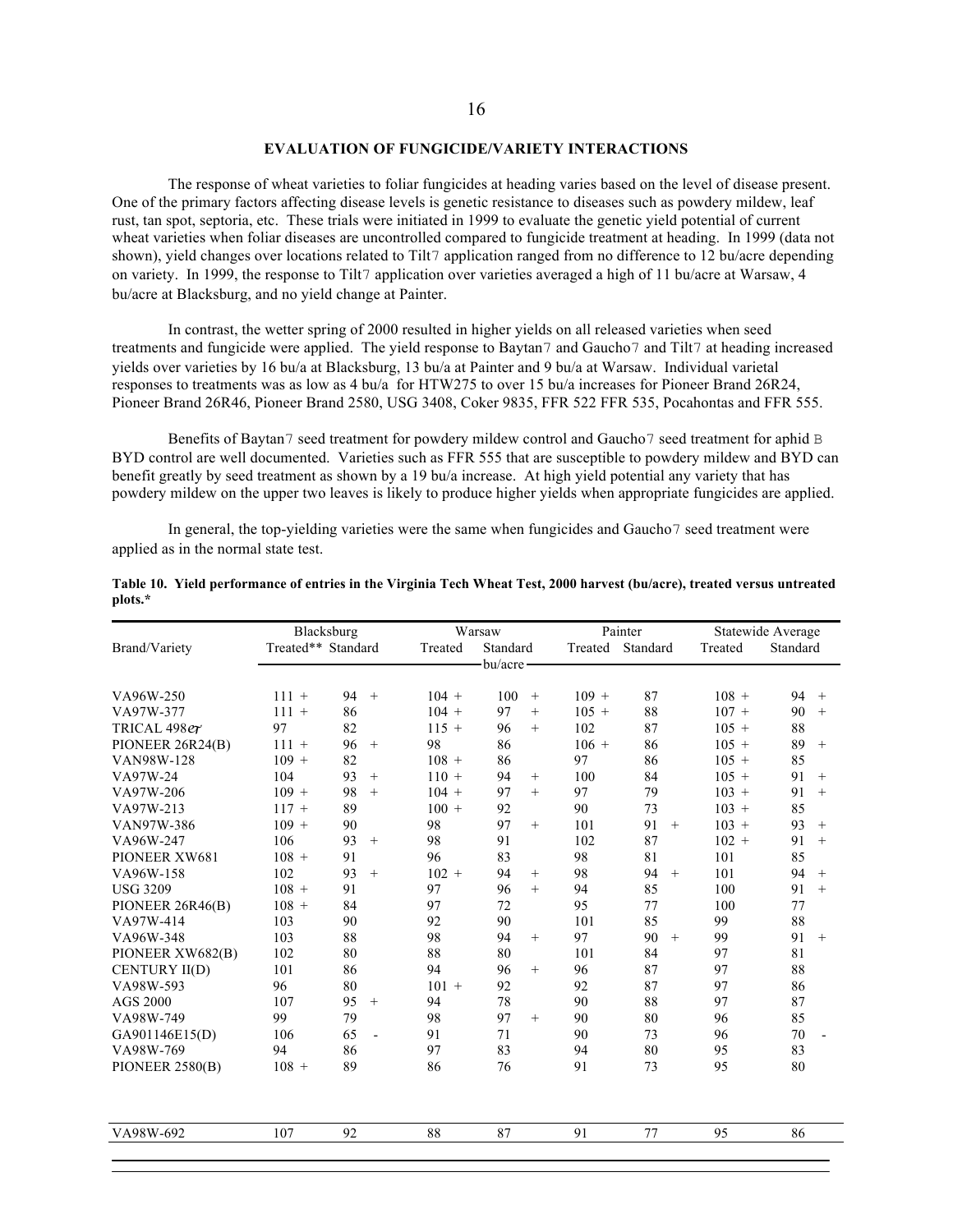## EVALUATION OF FUNGICIDE/VARIETY INTERACTIONS

The response of wheat varieties to foliar fungicides at heading varies based on the level of disease present. One of the primary factors affecting disease levels is genetic resistance to diseases such as powdery mildew, leaf rust, tan spot, septoria, etc. These trials were initiated in 1999 to evaluate the genetic yield potential of current wheat varieties when foliar diseases are uncontrolled compared to fungicide treatment at heading. In 1999 (data not shown), yield changes over locations related to Tilt7 application ranged from no difference to 12 bu/acre depending on variety. In 1999, the response to Tilt7 application over varieties averaged a high of 11 bu/acre at Warsaw, 4 bu/acre at Blacksburg, and no yield change at Painter.

In contrast, the wetter spring of 2000 resulted in higher yields on all released varieties when seed treatments and fungicide were applied. The yield response to Baytan7 and Gaucho7 and Tilt7 at heading increased yields over varieties by 16 bu/a at Blacksburg, 13 bu/a at Painter and 9 bu/a at Warsaw. Individual varietal responses to treatments was as low as 4 bu/a for HTW275 to over 15 bu/a increases for Pioneer Brand 26R24, Pioneer Brand 26R46, Pioneer Brand 2580, USG 3408, Coker 9835, FFR 522 FFR 535, Pocahontas and FFR 555.

Benefits of Baytan7 seed treatment for powdery mildew control and Gaucho7 seed treatment for aphid B BYD control are well documented. Varieties such as FFR 555 that are susceptible to powdery mildew and BYD can benefit greatly by seed treatment as shown by a 19 bu/a increase. At high yield potential any variety that has powdery mildew on the upper two leaves is likely to produce higher yields when appropriate fungicides are applied.

In general, the top-yielding varieties were the same when fungicides and Gaucho7 seed treatment were applied as in the normal state test.

**Table 10. Yield performance of entries in the Virginia Tech Wheat Test, 2000 harvest (bu/acre), treated versus untreated plots.***

| Brand/Variety | Blacksburg Treated** | Blacksburg Standard | Warsaw Treated | Warsaw Standard | Painter Treated | Painter Standard | Statewide Average Treated | Statewide Average Standard |
|---|---|---|---|---|---|---|---|---|
| | bu/acre | | | | | | | |
| VA96W-250 | 111 + | 94 + | 104 + | 100 + | 109 + | 87 | 108 + | 94 + |
| VA97W-377 | 111 + | 86 | 104 + | 97 + | 105 + | 88 | 107 + | 90 + |
| TRICAL 498er | 97 | 82 | 115 + | 96 + | 102 | 87 | 105 + | 88 |
| PIONEER 26R24(B) | 111 + | 96 + | 98 | 86 | 106 + | 86 | 105 + | 89 + |
| VAN98W-128 | 109 + | 82 | 108 + | 86 | 97 | 86 | 105 + | 85 |
| VA97W-24 | 104 | 93 + | 110 + | 94 + | 100 | 84 | 105 + | 91 + |
| VA97W-206 | 109 + | 98 + | 104 + | 97 + | 97 | 79 | 103 + | 91 + |
| VA97W-213 | 117 + | 89 | 100 + | 92 | 90 | 73 | 103 + | 85 |
| VAN97W-386 | 109 + | 90 | 98 | 97 + | 101 | 91 + | 103 + | 93 + |
| VA96W-247 | 106 | 93 + | 98 | 91 | 102 | 87 | 102 + | 91 + |
| PIONEER XW681 | 108 + | 91 | 96 | 83 | 98 | 81 | 101 | 85 |
| VA96W-158 | 102 | 93 + | 102 + | 94 + | 98 | 94 + | 101 | 94 + |
| USG 3209 | 108 + | 91 | 97 | 96 + | 94 | 85 | 100 | 91 + |
| PIONEER 26R46(B) | 108 + | 84 | 97 | 72 | 95 | 77 | 100 | 77 |
| VA97W-414 | 103 | 90 | 92 | 90 | 101 | 85 | 99 | 88 |
| VA96W-348 | 103 | 88 | 98 | 94 + | 97 | 90 + | 99 | 91 + |
| PIONEER XW682(B) | 102 | 80 | 88 | 80 | 101 | 84 | 97 | 81 |
| CENTURY II(D) | 101 | 86 | 94 | 96 + | 96 | 87 | 97 | 88 |
| VA98W-593 | 96 | 80 | 101 + | 92 | 92 | 87 | 97 | 86 |
| AGS 2000 | 107 | 95 + | 94 | 78 | 90 | 88 | 97 | 87 |
| VA98W-749 | 99 | 79 | 98 | 97 + | 90 | 80 | 96 | 85 |
| GA901146E15(D) | 106 | 65 - | 91 | 71 | 90 | 73 | 96 | 70 - |
| VA98W-769 | 94 | 86 | 97 | 83 | 94 | 80 | 95 | 83 |
| PIONEER 2580(B) | 108 + | 89 | 86 | 76 | 91 | 73 | 95 | 80 |
| VA98W-692 | 107 | 92 | 88 | 87 | 91 | 77 | 95 | 86 |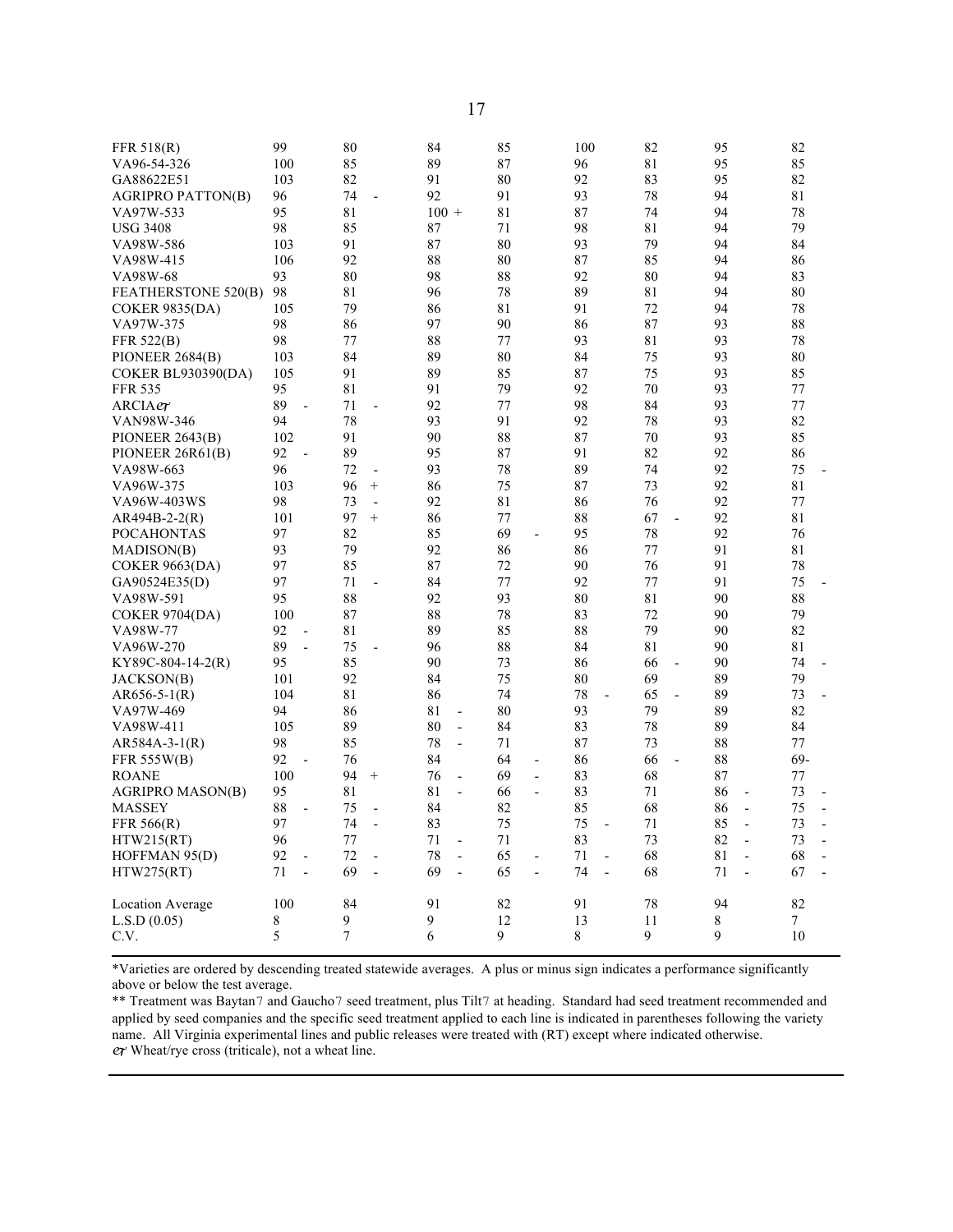| | | | | | | | | |
|---|---|---|---|---|---|---|---|---|
| FFR 518(R) | 99 | 80 | 84 | 85 | 100 | 82 | 95 | 82 |
| VA96-54-326 | 100 | 85 | 89 | 87 | 96 | 81 | 95 | 85 |
| GA88622E51 | 103 | 82 | 91 | 80 | 92 | 83 | 95 | 82 |
| AGRIPRO PATTON(B) | 96 | 74 - | 92 | 91 | 93 | 78 | 94 | 81 |
| VA97W-533 | 95 | 81 | 100 + | 81 | 87 | 74 | 94 | 78 |
| USG 3408 | 98 | 85 | 87 | 71 | 98 | 81 | 94 | 79 |
| VA98W-586 | 103 | 91 | 87 | 80 | 93 | 79 | 94 | 84 |
| VA98W-415 | 106 | 92 | 88 | 80 | 87 | 85 | 94 | 86 |
| VA98W-68 | 93 | 80 | 98 | 88 | 92 | 80 | 94 | 83 |
| FEATHERSTONE 520(B) | 98 | 81 | 96 | 78 | 89 | 81 | 94 | 80 |
| COKER 9835(DA) | 105 | 79 | 86 | 81 | 91 | 72 | 94 | 78 |
| VA97W-375 | 98 | 86 | 97 | 90 | 86 | 87 | 93 | 88 |
| FFR 522(B) | 98 | 77 | 88 | 77 | 93 | 81 | 93 | 78 |
| PIONEER 2684(B) | 103 | 84 | 89 | 80 | 84 | 75 | 93 | 80 |
| COKER BL930390(DA) | 105 | 91 | 89 | 85 | 87 | 75 | 93 | 85 |
| FFR 535 | 95 | 81 | 91 | 79 | 92 | 70 | 93 | 77 |
| ARCIA℮ | 89 - | 71 - | 92 | 77 | 98 | 84 | 93 | 77 |
| VAN98W-346 | 94 | 78 | 93 | 91 | 92 | 78 | 93 | 82 |
| PIONEER 2643(B) | 102 | 91 | 90 | 88 | 87 | 70 | 93 | 85 |
| PIONEER 26R61(B) | 92 - | 89 | 95 | 87 | 91 | 82 | 92 | 86 |
| VA98W-663 | 96 | 72 - | 93 | 78 | 89 | 74 | 92 | 75 - |
| VA96W-375 | 103 | 96 + | 86 | 75 | 87 | 73 | 92 | 81 |
| VA96W-403WS | 98 | 73 - | 92 | 81 | 86 | 76 | 92 | 77 |
| AR494B-2-2(R) | 101 | 97 + | 86 | 77 | 88 | 67 - | 92 | 81 |
| POCAHONTAS | 97 | 82 | 85 | 69 - | 95 | 78 | 92 | 76 |
| MADISON(B) | 93 | 79 | 92 | 86 | 86 | 77 | 91 | 81 |
| COKER 9663(DA) | 97 | 85 | 87 | 72 | 90 | 76 | 91 | 78 |
| GA90524E35(D) | 97 | 71 - | 84 | 77 | 92 | 77 | 91 | 75 - |
| VA98W-591 | 95 | 88 | 92 | 93 | 80 | 81 | 90 | 88 |
| COKER 9704(DA) | 100 | 87 | 88 | 78 | 83 | 72 | 90 | 79 |
| VA98W-77 | 92 - | 81 | 89 | 85 | 88 | 79 | 90 | 82 |
| VA96W-270 | 89 - | 75 - | 96 | 88 | 84 | 81 | 90 | 81 |
| KY89C-804-14-2(R) | 95 | 85 | 90 | 73 | 86 | 66 - | 90 | 74 - |
| JACKSON(B) | 101 | 92 | 84 | 75 | 80 | 69 | 89 | 79 |
| AR656-5-1(R) | 104 | 81 | 86 | 74 | 78 - | 65 - | 89 | 73 - |
| VA97W-469 | 94 | 86 | 81 - | 80 | 93 | 79 | 89 | 82 |
| VA98W-411 | 105 | 89 | 80 - | 84 | 83 | 78 | 89 | 84 |
| AR584A-3-1(R) | 98 | 85 | 78 - | 71 | 87 | 73 | 88 | 77 |
| FFR 555W(B) | 92 - | 76 | 84 | 64 - | 86 | 66 - | 88 | 69- |
| ROANE | 100 | 94 + | 76 - | 69 - | 83 | 68 | 87 | 77 |
| AGRIPRO MASON(B) | 95 | 81 | 81 - | 66 - | 83 | 71 | 86 - | 73 - |
| MASSEY | 88 - | 75 - | 84 | 82 | 85 | 68 | 86 - | 75 - |
| FFR 566(R) | 97 | 74 - | 83 | 75 | 75 - | 71 | 85 - | 73 - |
| HTW215(RT) | 96 | 77 | 71 - | 71 | 83 | 73 | 82 - | 73 - |
| HOFFMAN 95(D) | 92 - | 72 - | 78 - | 65 - | 71 - | 68 | 81 - | 68 - |
| HTW275(RT) | 71 - | 69 - | 69 - | 65 - | 74 - | 68 | 71 - | 67 - |
| Location Average | 100 | 84 | 91 | 82 | 91 | 78 | 94 | 82 |
| L.S.D (0.05) | 8 | 9 | 9 | 12 | 13 | 11 | 8 | 7 |
| C.V. | 5 | 7 | 6 | 9 | 8 | 9 | 9 | 10 |

*Varieties are ordered by descending treated statewide averages. A plus or minus sign indicates a performance significantly above or below the test average.

** Treatment was Baytan7 and Gaucho7 seed treatment, plus Tilt7 at heading. Standard had seed treatment recommended and applied by seed companies and the specific seed treatment applied to each line is indicated in parentheses following the variety name. All Virginia experimental lines and public releases were treated with (RT) except where indicated otherwise.

℮ Wheat/rye cross (triticale), not a wheat line.